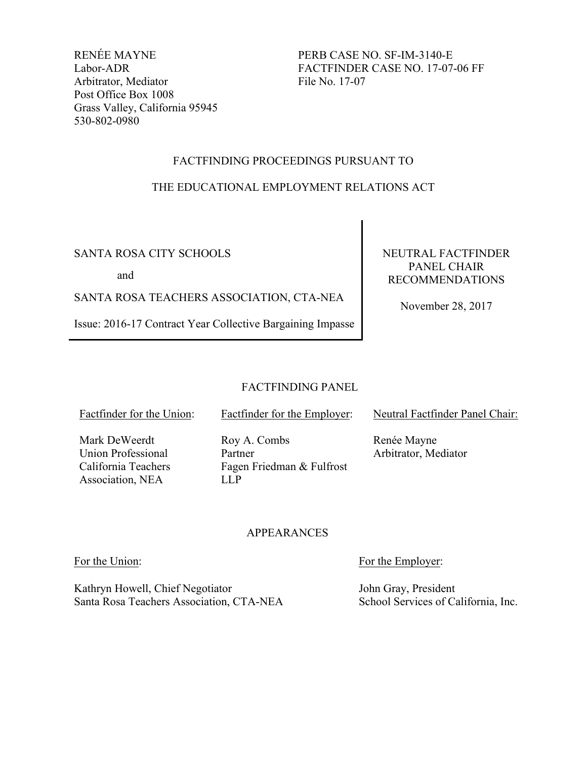RENÉE MAYNE
Labor-ADR
Arbitrator, Mediator
Post Office Box 1008
Grass Valley, California 95945
530-802-0980

PERB CASE NO. SF-IM-3140-E
FACTFINDER CASE NO. 17-07-06 FF
File No. 17-07

FACTFINDING PROCEEDINGS PURSUANT TO

THE EDUCATIONAL EMPLOYMENT RELATIONS ACT

SANTA ROSA CITY SCHOOLS

and

SANTA ROSA TEACHERS ASSOCIATION, CTA-NEA

Issue: 2016-17 Contract Year Collective Bargaining Impasse

NEUTRAL FACTFINDER PANEL CHAIR RECOMMENDATIONS

November 28, 2017

FACTFINDING PANEL

| Factfinder for the Union: | Factfinder for the Employer: | Neutral Factfinder Panel Chair: |
|---|---|---|
| Mark DeWeerdt<br>Union Professional<br>California Teachers Association, NEA | Roy A. Combs<br>Partner<br>Fagen Friedman & Fulfrost LLP | Renée Mayne<br>Arbitrator, Mediator |

APPEARANCES

For the Union:

Kathryn Howell, Chief Negotiator
Santa Rosa Teachers Association, CTA-NEA

For the Employer:

John Gray, President
School Services of California, Inc.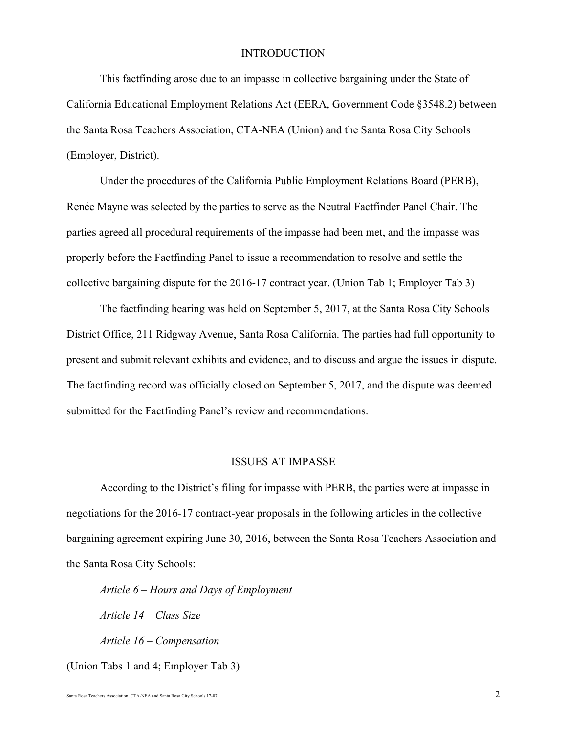## INTRODUCTION

This factfinding arose due to an impasse in collective bargaining under the State of California Educational Employment Relations Act (EERA, Government Code §3548.2) between the Santa Rosa Teachers Association, CTA-NEA (Union) and the Santa Rosa City Schools (Employer, District).

Under the procedures of the California Public Employment Relations Board (PERB), Renée Mayne was selected by the parties to serve as the Neutral Factfinder Panel Chair. The parties agreed all procedural requirements of the impasse had been met, and the impasse was properly before the Factfinding Panel to issue a recommendation to resolve and settle the collective bargaining dispute for the 2016-17 contract year. (Union Tab 1; Employer Tab 3)

The factfinding hearing was held on September 5, 2017, at the Santa Rosa City Schools District Office, 211 Ridgway Avenue, Santa Rosa California. The parties had full opportunity to present and submit relevant exhibits and evidence, and to discuss and argue the issues in dispute. The factfinding record was officially closed on September 5, 2017, and the dispute was deemed submitted for the Factfinding Panel's review and recommendations.

## ISSUES AT IMPASSE

According to the District's filing for impasse with PERB, the parties were at impasse in negotiations for the 2016-17 contract-year proposals in the following articles in the collective bargaining agreement expiring June 30, 2016, between the Santa Rosa Teachers Association and the Santa Rosa City Schools:

*Article 6 – Hours and Days of Employment*

*Article 14 – Class Size*

*Article 16 – Compensation*

(Union Tabs 1 and 4; Employer Tab 3)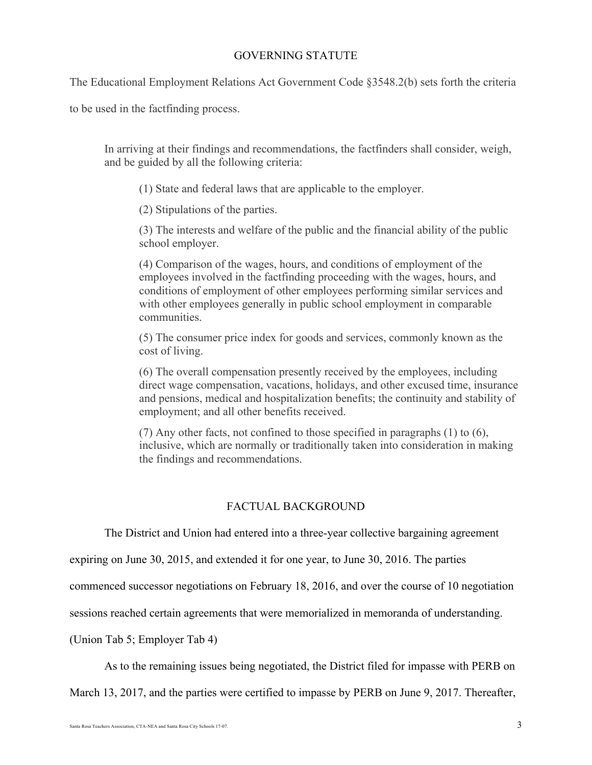## GOVERNING STATUTE

The Educational Employment Relations Act Government Code §3548.2(b) sets forth the criteria to be used in the factfinding process.

> In arriving at their findings and recommendations, the factfinders shall consider, weigh, and be guided by all the following criteria:
>
> (1) State and federal laws that are applicable to the employer.
>
> (2) Stipulations of the parties.
>
> (3) The interests and welfare of the public and the financial ability of the public school employer.
>
> (4) Comparison of the wages, hours, and conditions of employment of the employees involved in the factfinding proceeding with the wages, hours, and conditions of employment of other employees performing similar services and with other employees generally in public school employment in comparable communities.
>
> (5) The consumer price index for goods and services, commonly known as the cost of living.
>
> (6) The overall compensation presently received by the employees, including direct wage compensation, vacations, holidays, and other excused time, insurance and pensions, medical and hospitalization benefits; the continuity and stability of employment; and all other benefits received.
>
> (7) Any other facts, not confined to those specified in paragraphs (1) to (6), inclusive, which are normally or traditionally taken into consideration in making the findings and recommendations.

## FACTUAL BACKGROUND

The District and Union had entered into a three-year collective bargaining agreement expiring on June 30, 2015, and extended it for one year, to June 30, 2016. The parties commenced successor negotiations on February 18, 2016, and over the course of 10 negotiation sessions reached certain agreements that were memorialized in memoranda of understanding. (Union Tab 5; Employer Tab 4)

As to the remaining issues being negotiated, the District filed for impasse with PERB on March 13, 2017, and the parties were certified to impasse by PERB on June 9, 2017. Thereafter,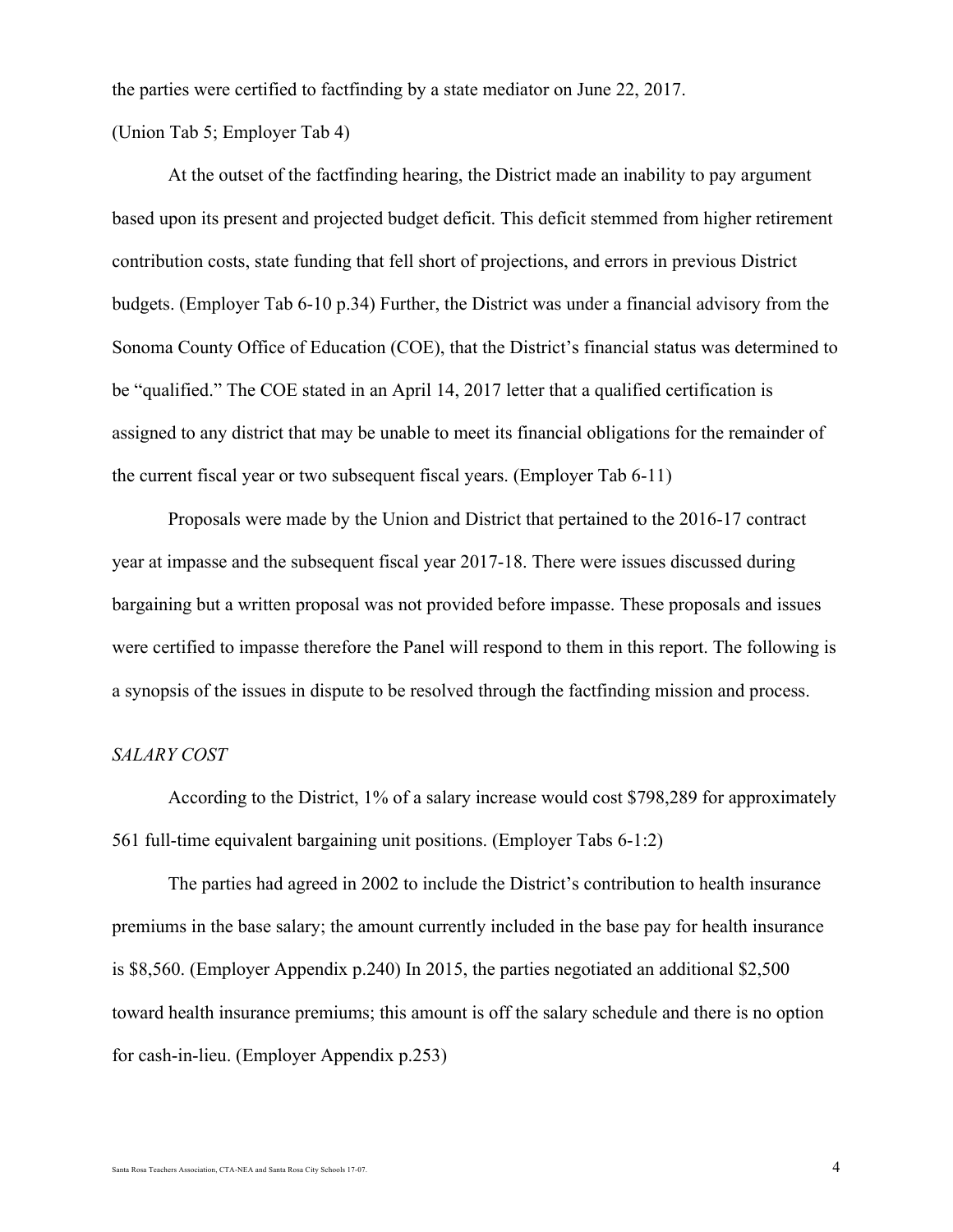the parties were certified to factfinding by a state mediator on June 22, 2017.

(Union Tab 5; Employer Tab 4)

At the outset of the factfinding hearing, the District made an inability to pay argument based upon its present and projected budget deficit. This deficit stemmed from higher retirement contribution costs, state funding that fell short of projections, and errors in previous District budgets. (Employer Tab 6-10 p.34) Further, the District was under a financial advisory from the Sonoma County Office of Education (COE), that the District's financial status was determined to be "qualified." The COE stated in an April 14, 2017 letter that a qualified certification is assigned to any district that may be unable to meet its financial obligations for the remainder of the current fiscal year or two subsequent fiscal years. (Employer Tab 6-11)

Proposals were made by the Union and District that pertained to the 2016-17 contract year at impasse and the subsequent fiscal year 2017-18. There were issues discussed during bargaining but a written proposal was not provided before impasse. These proposals and issues were certified to impasse therefore the Panel will respond to them in this report. The following is a synopsis of the issues in dispute to be resolved through the factfinding mission and process.

*SALARY COST*

According to the District, 1% of a salary increase would cost $798,289 for approximately 561 full-time equivalent bargaining unit positions. (Employer Tabs 6-1:2)

The parties had agreed in 2002 to include the District's contribution to health insurance premiums in the base salary; the amount currently included in the base pay for health insurance is $8,560. (Employer Appendix p.240) In 2015, the parties negotiated an additional $2,500 toward health insurance premiums; this amount is off the salary schedule and there is no option for cash-in-lieu. (Employer Appendix p.253)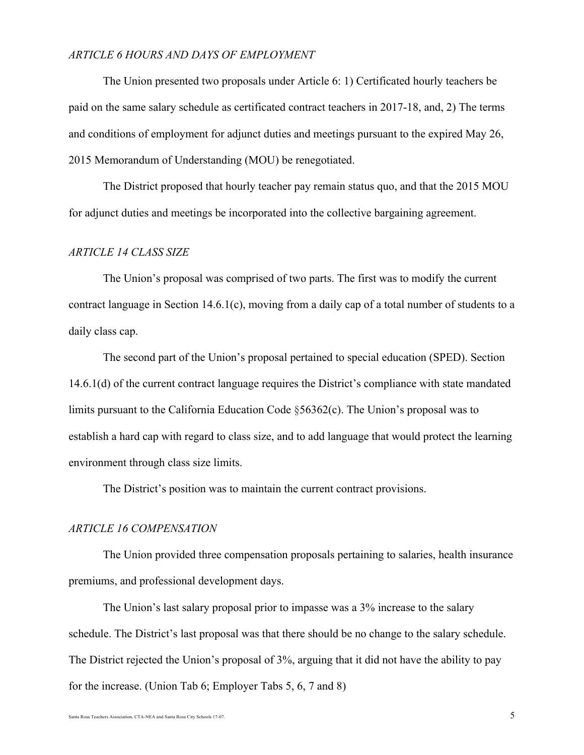*ARTICLE 6 HOURS AND DAYS OF EMPLOYMENT*

The Union presented two proposals under Article 6: 1) Certificated hourly teachers be paid on the same salary schedule as certificated contract teachers in 2017-18, and, 2) The terms and conditions of employment for adjunct duties and meetings pursuant to the expired May 26, 2015 Memorandum of Understanding (MOU) be renegotiated.

The District proposed that hourly teacher pay remain status quo, and that the 2015 MOU for adjunct duties and meetings be incorporated into the collective bargaining agreement.

*ARTICLE 14 CLASS SIZE*

The Union's proposal was comprised of two parts. The first was to modify the current contract language in Section 14.6.1(c), moving from a daily cap of a total number of students to a daily class cap.

The second part of the Union's proposal pertained to special education (SPED). Section 14.6.1(d) of the current contract language requires the District's compliance with state mandated limits pursuant to the California Education Code §56362(c). The Union's proposal was to establish a hard cap with regard to class size, and to add language that would protect the learning environment through class size limits.

The District's position was to maintain the current contract provisions.

*ARTICLE 16 COMPENSATION*

The Union provided three compensation proposals pertaining to salaries, health insurance premiums, and professional development days.

The Union's last salary proposal prior to impasse was a 3% increase to the salary schedule. The District's last proposal was that there should be no change to the salary schedule. The District rejected the Union's proposal of 3%, arguing that it did not have the ability to pay for the increase. (Union Tab 6; Employer Tabs 5, 6, 7 and 8)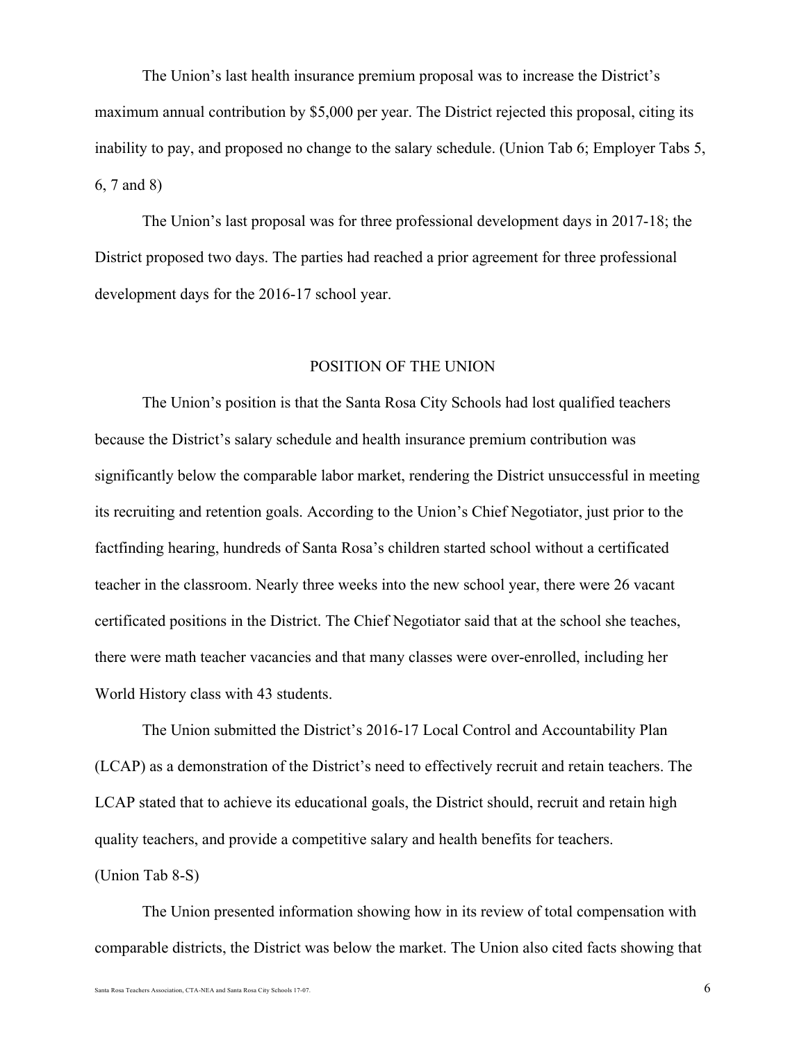The Union's last health insurance premium proposal was to increase the District's maximum annual contribution by $5,000 per year. The District rejected this proposal, citing its inability to pay, and proposed no change to the salary schedule. (Union Tab 6; Employer Tabs 5, 6, 7 and 8)

The Union's last proposal was for three professional development days in 2017-18; the District proposed two days. The parties had reached a prior agreement for three professional development days for the 2016-17 school year.

## POSITION OF THE UNION

The Union's position is that the Santa Rosa City Schools had lost qualified teachers because the District's salary schedule and health insurance premium contribution was significantly below the comparable labor market, rendering the District unsuccessful in meeting its recruiting and retention goals. According to the Union's Chief Negotiator, just prior to the factfinding hearing, hundreds of Santa Rosa's children started school without a certificated teacher in the classroom. Nearly three weeks into the new school year, there were 26 vacant certificated positions in the District. The Chief Negotiator said that at the school she teaches, there were math teacher vacancies and that many classes were over-enrolled, including her World History class with 43 students.

The Union submitted the District's 2016-17 Local Control and Accountability Plan (LCAP) as a demonstration of the District's need to effectively recruit and retain teachers. The LCAP stated that to achieve its educational goals, the District should, recruit and retain high quality teachers, and provide a competitive salary and health benefits for teachers. (Union Tab 8-S)

The Union presented information showing how in its review of total compensation with comparable districts, the District was below the market. The Union also cited facts showing that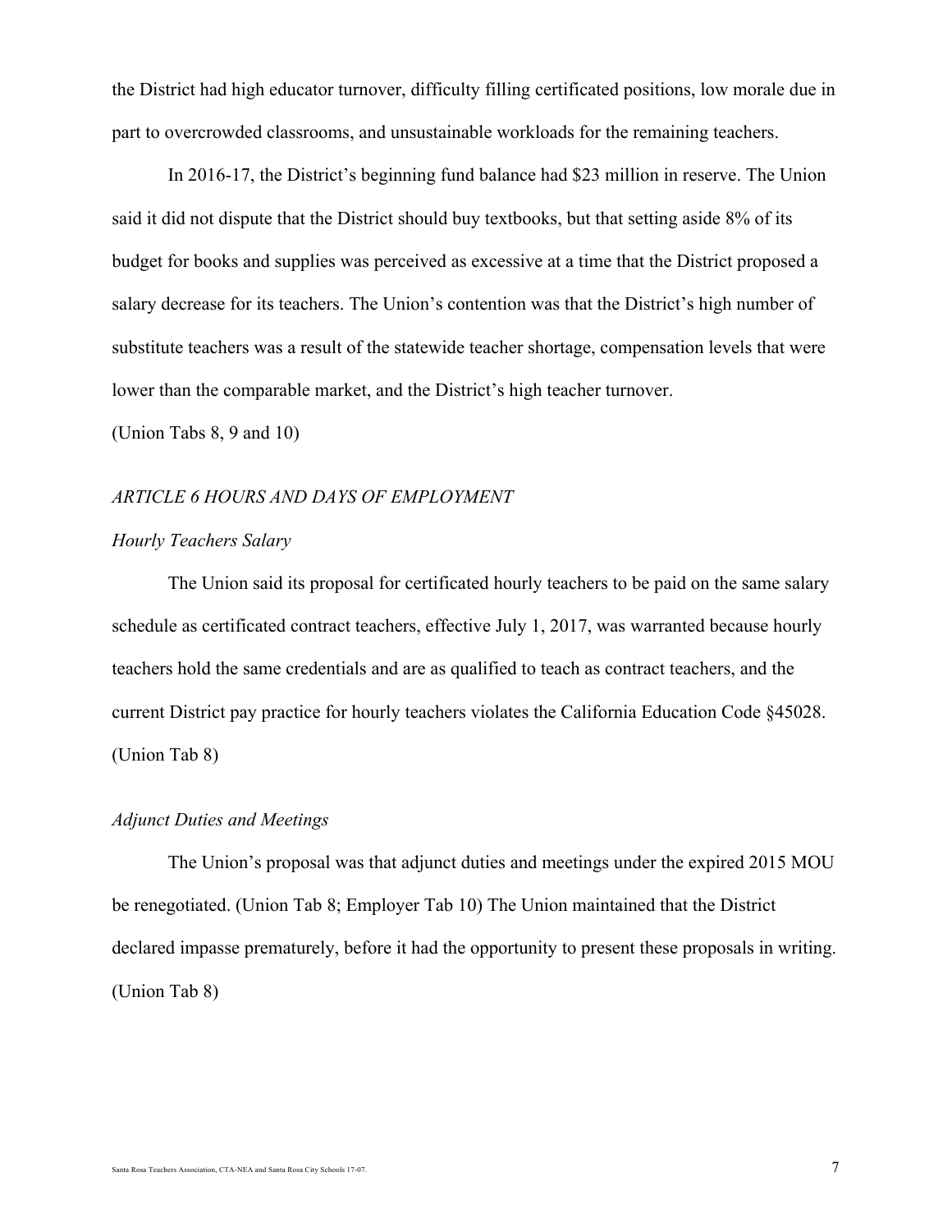the District had high educator turnover, difficulty filling certificated positions, low morale due in part to overcrowded classrooms, and unsustainable workloads for the remaining teachers.

In 2016-17, the District's beginning fund balance had $23 million in reserve. The Union said it did not dispute that the District should buy textbooks, but that setting aside 8% of its budget for books and supplies was perceived as excessive at a time that the District proposed a salary decrease for its teachers. The Union's contention was that the District's high number of substitute teachers was a result of the statewide teacher shortage, compensation levels that were lower than the comparable market, and the District's high teacher turnover.
(Union Tabs 8, 9 and 10)

*ARTICLE 6 HOURS AND DAYS OF EMPLOYMENT*

*Hourly Teachers Salary*

The Union said its proposal for certificated hourly teachers to be paid on the same salary schedule as certificated contract teachers, effective July 1, 2017, was warranted because hourly teachers hold the same credentials and are as qualified to teach as contract teachers, and the current District pay practice for hourly teachers violates the California Education Code §45028.
(Union Tab 8)

*Adjunct Duties and Meetings*

The Union's proposal was that adjunct duties and meetings under the expired 2015 MOU be renegotiated. (Union Tab 8; Employer Tab 10) The Union maintained that the District declared impasse prematurely, before it had the opportunity to present these proposals in writing.
(Union Tab 8)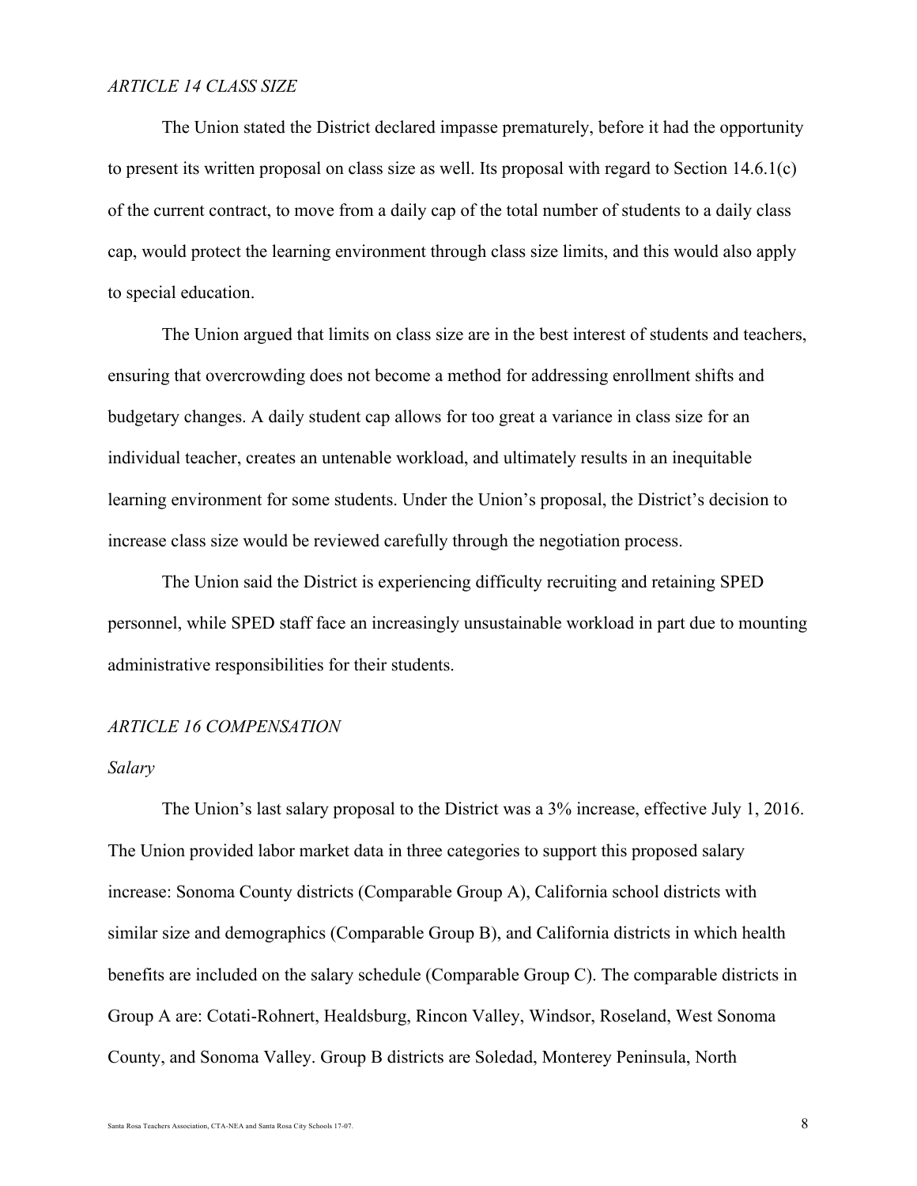*ARTICLE 14 CLASS SIZE*

The Union stated the District declared impasse prematurely, before it had the opportunity to present its written proposal on class size as well. Its proposal with regard to Section 14.6.1(c) of the current contract, to move from a daily cap of the total number of students to a daily class cap, would protect the learning environment through class size limits, and this would also apply to special education.

The Union argued that limits on class size are in the best interest of students and teachers, ensuring that overcrowding does not become a method for addressing enrollment shifts and budgetary changes. A daily student cap allows for too great a variance in class size for an individual teacher, creates an untenable workload, and ultimately results in an inequitable learning environment for some students. Under the Union's proposal, the District's decision to increase class size would be reviewed carefully through the negotiation process.

The Union said the District is experiencing difficulty recruiting and retaining SPED personnel, while SPED staff face an increasingly unsustainable workload in part due to mounting administrative responsibilities for their students.

*ARTICLE 16 COMPENSATION*

*Salary*

The Union's last salary proposal to the District was a 3% increase, effective July 1, 2016. The Union provided labor market data in three categories to support this proposed salary increase: Sonoma County districts (Comparable Group A), California school districts with similar size and demographics (Comparable Group B), and California districts in which health benefits are included on the salary schedule (Comparable Group C). The comparable districts in Group A are: Cotati-Rohnert, Healdsburg, Rincon Valley, Windsor, Roseland, West Sonoma County, and Sonoma Valley. Group B districts are Soledad, Monterey Peninsula, North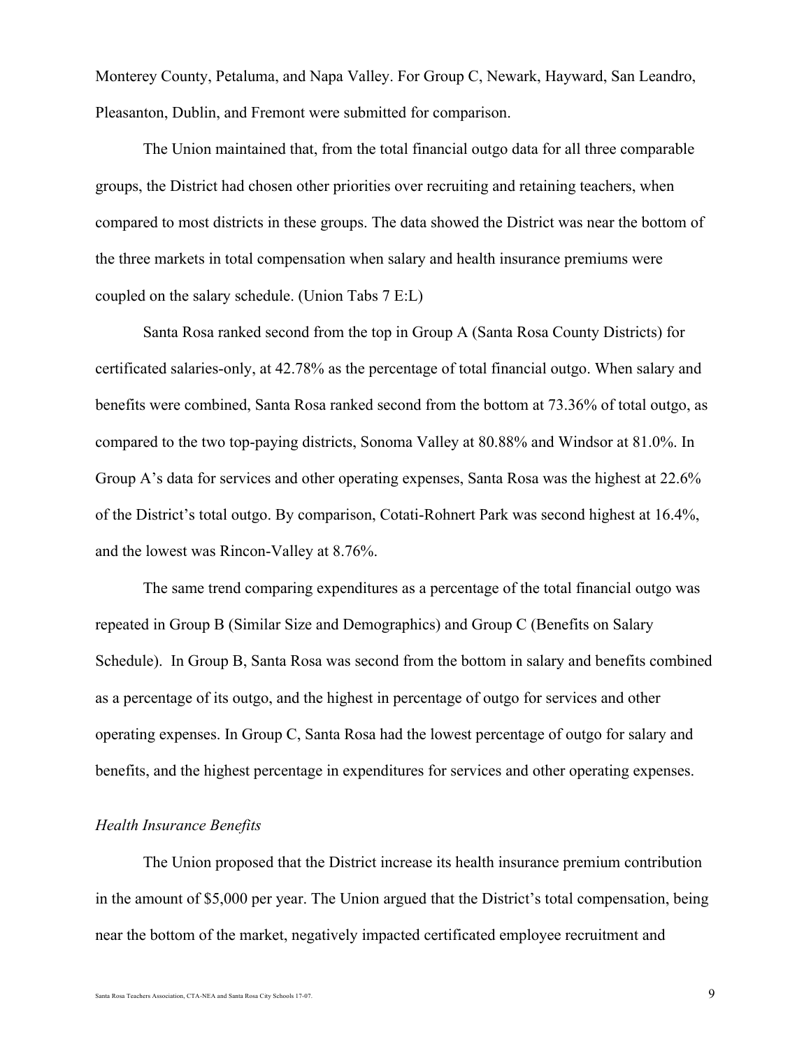Monterey County, Petaluma, and Napa Valley. For Group C, Newark, Hayward, San Leandro, Pleasanton, Dublin, and Fremont were submitted for comparison.

The Union maintained that, from the total financial outgo data for all three comparable groups, the District had chosen other priorities over recruiting and retaining teachers, when compared to most districts in these groups. The data showed the District was near the bottom of the three markets in total compensation when salary and health insurance premiums were coupled on the salary schedule. (Union Tabs 7 E:L)

Santa Rosa ranked second from the top in Group A (Santa Rosa County Districts) for certificated salaries-only, at 42.78% as the percentage of total financial outgo. When salary and benefits were combined, Santa Rosa ranked second from the bottom at 73.36% of total outgo, as compared to the two top-paying districts, Sonoma Valley at 80.88% and Windsor at 81.0%. In Group A's data for services and other operating expenses, Santa Rosa was the highest at 22.6% of the District's total outgo. By comparison, Cotati-Rohnert Park was second highest at 16.4%, and the lowest was Rincon-Valley at 8.76%.

The same trend comparing expenditures as a percentage of the total financial outgo was repeated in Group B (Similar Size and Demographics) and Group C (Benefits on Salary Schedule). In Group B, Santa Rosa was second from the bottom in salary and benefits combined as a percentage of its outgo, and the highest in percentage of outgo for services and other operating expenses. In Group C, Santa Rosa had the lowest percentage of outgo for salary and benefits, and the highest percentage in expenditures for services and other operating expenses.

*Health Insurance Benefits*

The Union proposed that the District increase its health insurance premium contribution in the amount of $5,000 per year. The Union argued that the District's total compensation, being near the bottom of the market, negatively impacted certificated employee recruitment and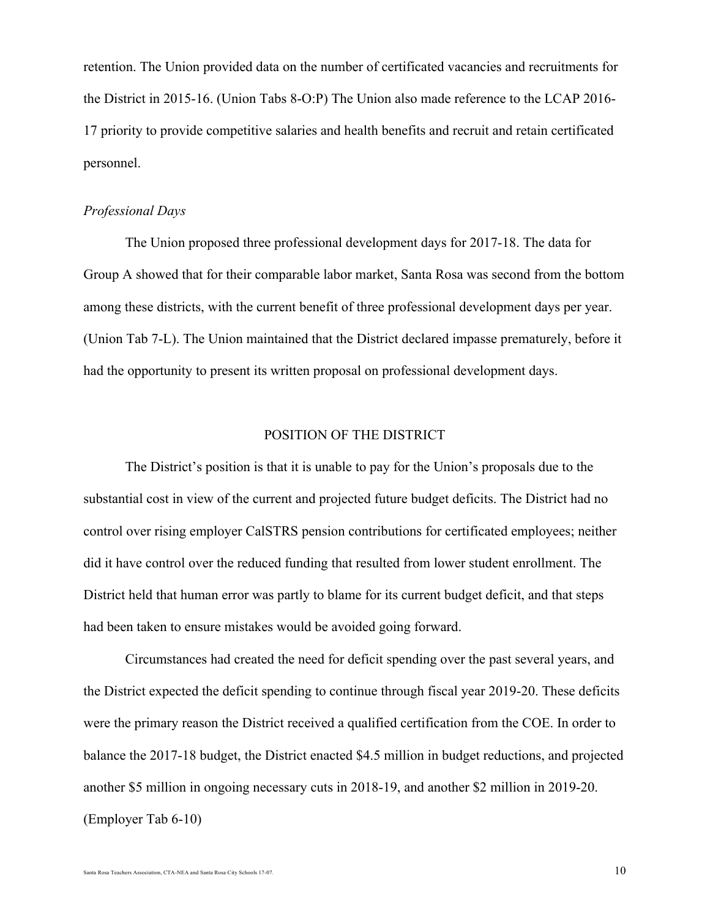retention. The Union provided data on the number of certificated vacancies and recruitments for the District in 2015-16. (Union Tabs 8-O:P) The Union also made reference to the LCAP 2016-17 priority to provide competitive salaries and health benefits and recruit and retain certificated personnel.

*Professional Days*

The Union proposed three professional development days for 2017-18. The data for Group A showed that for their comparable labor market, Santa Rosa was second from the bottom among these districts, with the current benefit of three professional development days per year. (Union Tab 7-L). The Union maintained that the District declared impasse prematurely, before it had the opportunity to present its written proposal on professional development days.

## POSITION OF THE DISTRICT

The District's position is that it is unable to pay for the Union's proposals due to the substantial cost in view of the current and projected future budget deficits. The District had no control over rising employer CalSTRS pension contributions for certificated employees; neither did it have control over the reduced funding that resulted from lower student enrollment. The District held that human error was partly to blame for its current budget deficit, and that steps had been taken to ensure mistakes would be avoided going forward.

Circumstances had created the need for deficit spending over the past several years, and the District expected the deficit spending to continue through fiscal year 2019-20. These deficits were the primary reason the District received a qualified certification from the COE. In order to balance the 2017-18 budget, the District enacted $4.5 million in budget reductions, and projected another $5 million in ongoing necessary cuts in 2018-19, and another $2 million in 2019-20. (Employer Tab 6-10)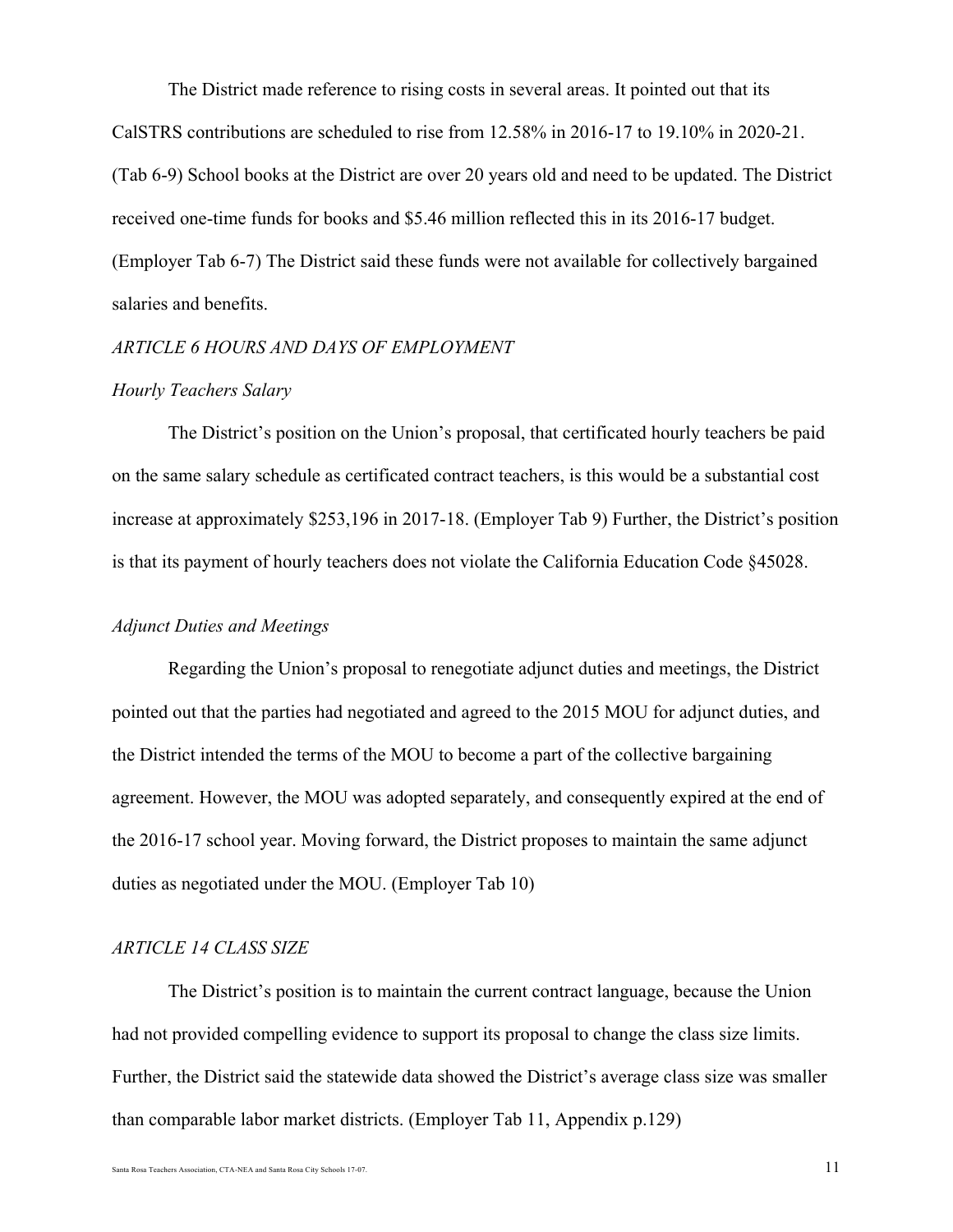The District made reference to rising costs in several areas. It pointed out that its CalSTRS contributions are scheduled to rise from 12.58% in 2016-17 to 19.10% in 2020-21. (Tab 6-9) School books at the District are over 20 years old and need to be updated. The District received one-time funds for books and $5.46 million reflected this in its 2016-17 budget. (Employer Tab 6-7) The District said these funds were not available for collectively bargained salaries and benefits.

*ARTICLE 6 HOURS AND DAYS OF EMPLOYMENT*

*Hourly Teachers Salary*

The District's position on the Union's proposal, that certificated hourly teachers be paid on the same salary schedule as certificated contract teachers, is this would be a substantial cost increase at approximately $253,196 in 2017-18. (Employer Tab 9) Further, the District's position is that its payment of hourly teachers does not violate the California Education Code §45028.

*Adjunct Duties and Meetings*

Regarding the Union's proposal to renegotiate adjunct duties and meetings, the District pointed out that the parties had negotiated and agreed to the 2015 MOU for adjunct duties, and the District intended the terms of the MOU to become a part of the collective bargaining agreement. However, the MOU was adopted separately, and consequently expired at the end of the 2016-17 school year. Moving forward, the District proposes to maintain the same adjunct duties as negotiated under the MOU. (Employer Tab 10)

*ARTICLE 14 CLASS SIZE*

The District's position is to maintain the current contract language, because the Union had not provided compelling evidence to support its proposal to change the class size limits. Further, the District said the statewide data showed the District's average class size was smaller than comparable labor market districts. (Employer Tab 11, Appendix p.129)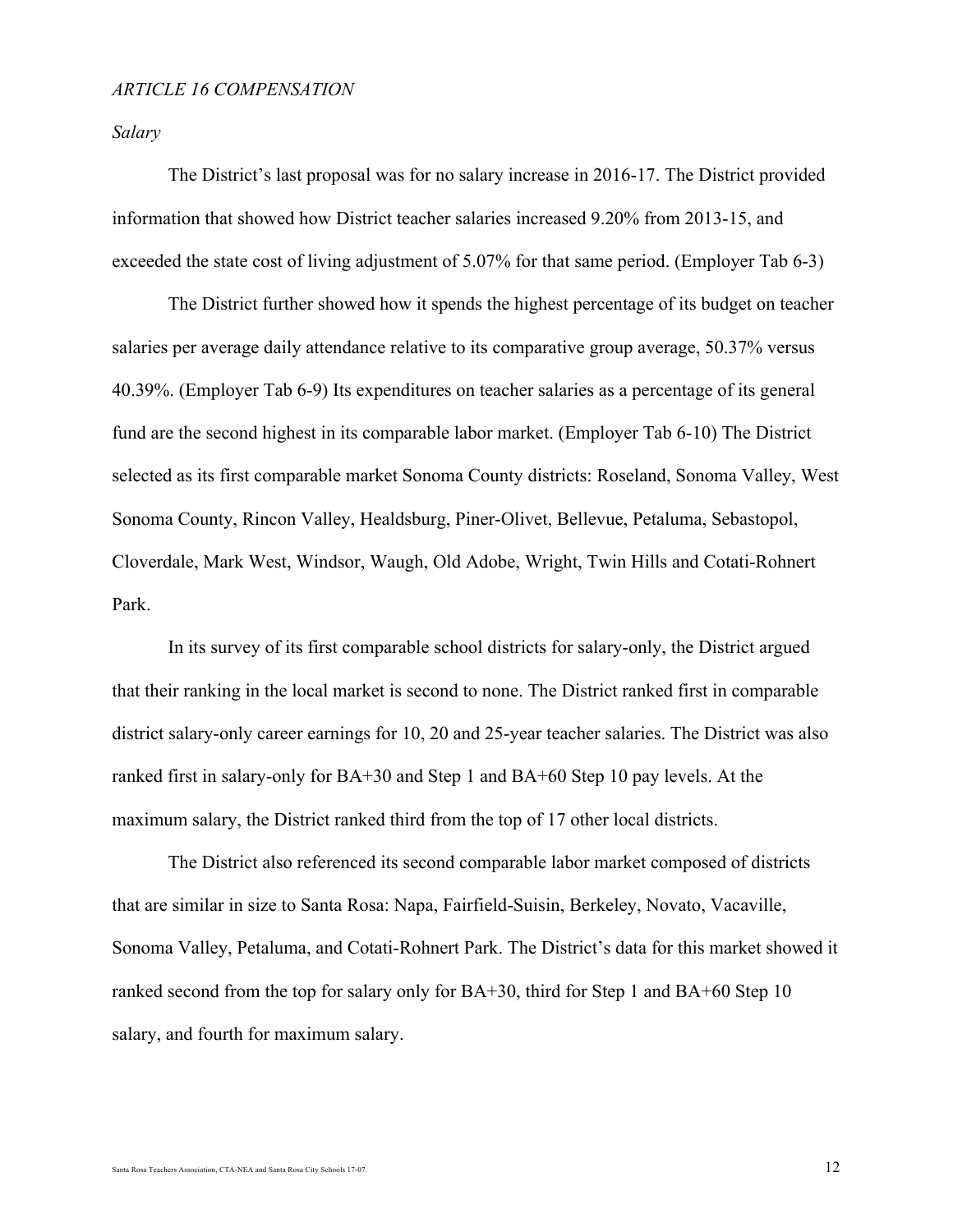*ARTICLE 16 COMPENSATION*

*Salary*

The District's last proposal was for no salary increase in 2016-17. The District provided information that showed how District teacher salaries increased 9.20% from 2013-15, and exceeded the state cost of living adjustment of 5.07% for that same period. (Employer Tab 6-3)

The District further showed how it spends the highest percentage of its budget on teacher salaries per average daily attendance relative to its comparative group average, 50.37% versus 40.39%. (Employer Tab 6-9) Its expenditures on teacher salaries as a percentage of its general fund are the second highest in its comparable labor market. (Employer Tab 6-10) The District selected as its first comparable market Sonoma County districts: Roseland, Sonoma Valley, West Sonoma County, Rincon Valley, Healdsburg, Piner-Olivet, Bellevue, Petaluma, Sebastopol, Cloverdale, Mark West, Windsor, Waugh, Old Adobe, Wright, Twin Hills and Cotati-Rohnert Park.

In its survey of its first comparable school districts for salary-only, the District argued that their ranking in the local market is second to none. The District ranked first in comparable district salary-only career earnings for 10, 20 and 25-year teacher salaries. The District was also ranked first in salary-only for BA+30 and Step 1 and BA+60 Step 10 pay levels. At the maximum salary, the District ranked third from the top of 17 other local districts.

The District also referenced its second comparable labor market composed of districts that are similar in size to Santa Rosa: Napa, Fairfield-Suisin, Berkeley, Novato, Vacaville, Sonoma Valley, Petaluma, and Cotati-Rohnert Park. The District's data for this market showed it ranked second from the top for salary only for BA+30, third for Step 1 and BA+60 Step 10 salary, and fourth for maximum salary.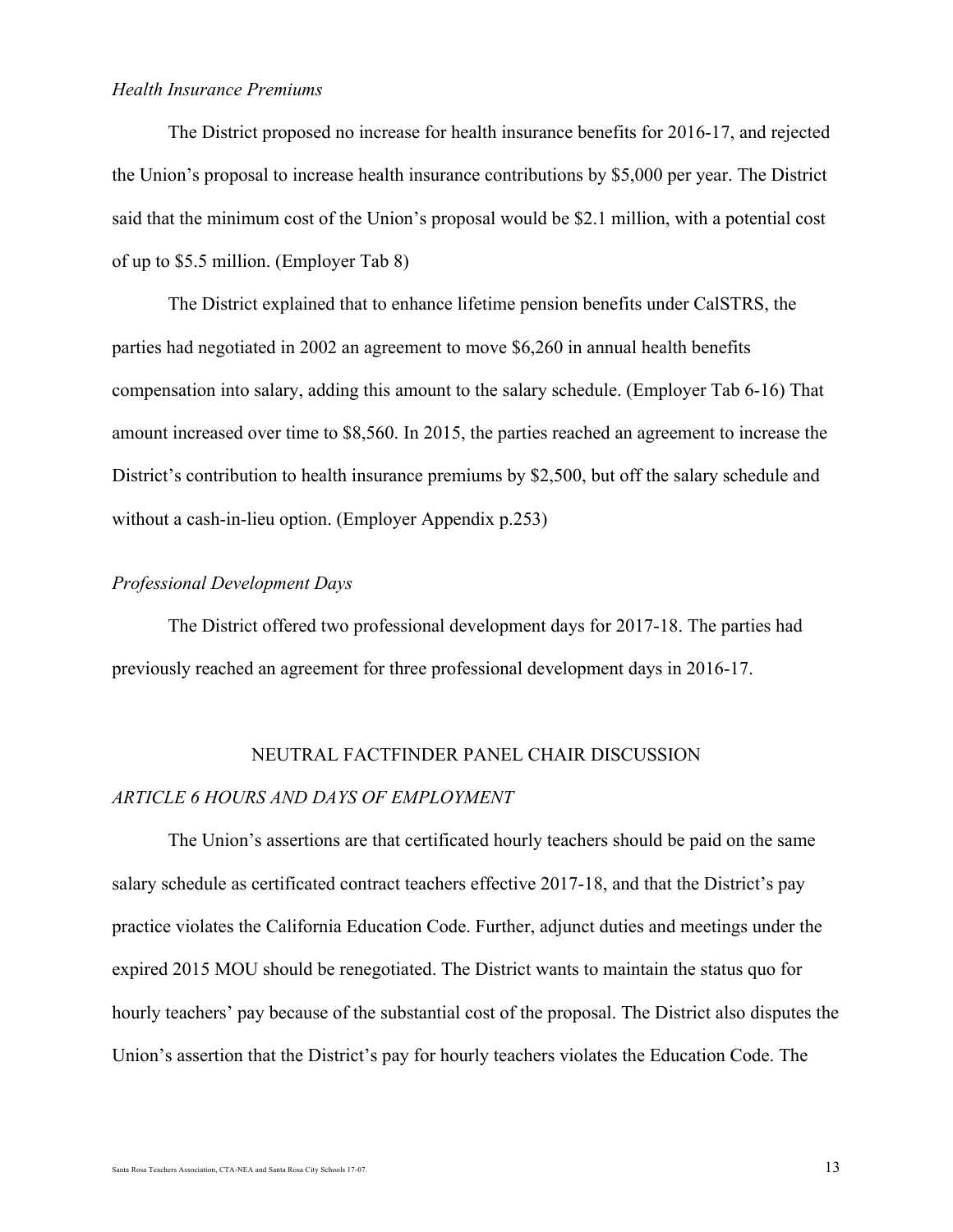*Health Insurance Premiums*

The District proposed no increase for health insurance benefits for 2016-17, and rejected the Union's proposal to increase health insurance contributions by $5,000 per year. The District said that the minimum cost of the Union's proposal would be $2.1 million, with a potential cost of up to $5.5 million. (Employer Tab 8)

The District explained that to enhance lifetime pension benefits under CalSTRS, the parties had negotiated in 2002 an agreement to move $6,260 in annual health benefits compensation into salary, adding this amount to the salary schedule. (Employer Tab 6-16) That amount increased over time to $8,560. In 2015, the parties reached an agreement to increase the District's contribution to health insurance premiums by $2,500, but off the salary schedule and without a cash-in-lieu option. (Employer Appendix p.253)

*Professional Development Days*

The District offered two professional development days for 2017-18. The parties had previously reached an agreement for three professional development days in 2016-17.

## NEUTRAL FACTFINDER PANEL CHAIR DISCUSSION

*ARTICLE 6 HOURS AND DAYS OF EMPLOYMENT*

The Union's assertions are that certificated hourly teachers should be paid on the same salary schedule as certificated contract teachers effective 2017-18, and that the District's pay practice violates the California Education Code. Further, adjunct duties and meetings under the expired 2015 MOU should be renegotiated. The District wants to maintain the status quo for hourly teachers' pay because of the substantial cost of the proposal. The District also disputes the Union's assertion that the District's pay for hourly teachers violates the Education Code. The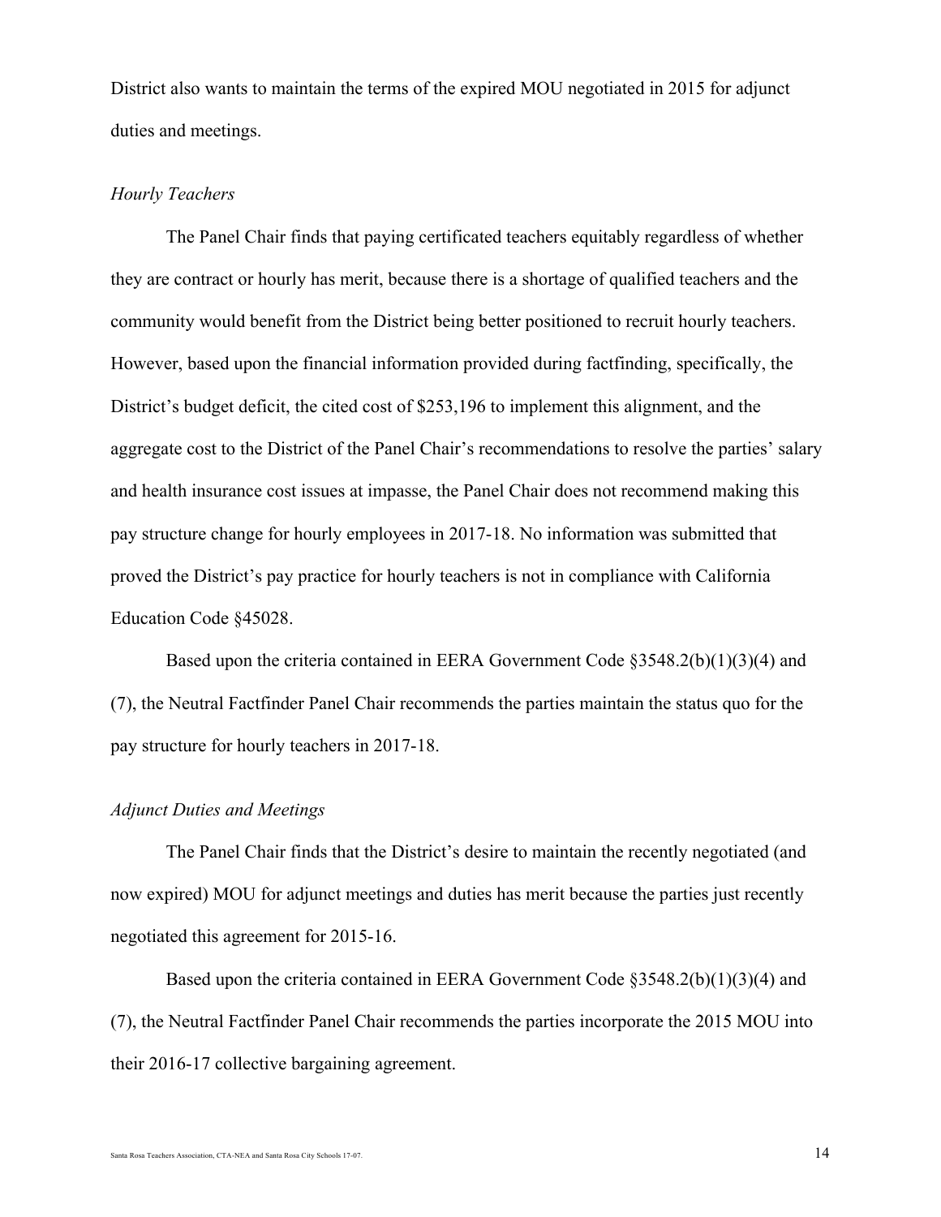District also wants to maintain the terms of the expired MOU negotiated in 2015 for adjunct duties and meetings.

*Hourly Teachers*

The Panel Chair finds that paying certificated teachers equitably regardless of whether they are contract or hourly has merit, because there is a shortage of qualified teachers and the community would benefit from the District being better positioned to recruit hourly teachers. However, based upon the financial information provided during factfinding, specifically, the District's budget deficit, the cited cost of $253,196 to implement this alignment, and the aggregate cost to the District of the Panel Chair's recommendations to resolve the parties' salary and health insurance cost issues at impasse, the Panel Chair does not recommend making this pay structure change for hourly employees in 2017-18. No information was submitted that proved the District's pay practice for hourly teachers is not in compliance with California Education Code §45028.

Based upon the criteria contained in EERA Government Code §3548.2(b)(1)(3)(4) and (7), the Neutral Factfinder Panel Chair recommends the parties maintain the status quo for the pay structure for hourly teachers in 2017-18.

*Adjunct Duties and Meetings*

The Panel Chair finds that the District's desire to maintain the recently negotiated (and now expired) MOU for adjunct meetings and duties has merit because the parties just recently negotiated this agreement for 2015-16.

Based upon the criteria contained in EERA Government Code §3548.2(b)(1)(3)(4) and (7), the Neutral Factfinder Panel Chair recommends the parties incorporate the 2015 MOU into their 2016-17 collective bargaining agreement.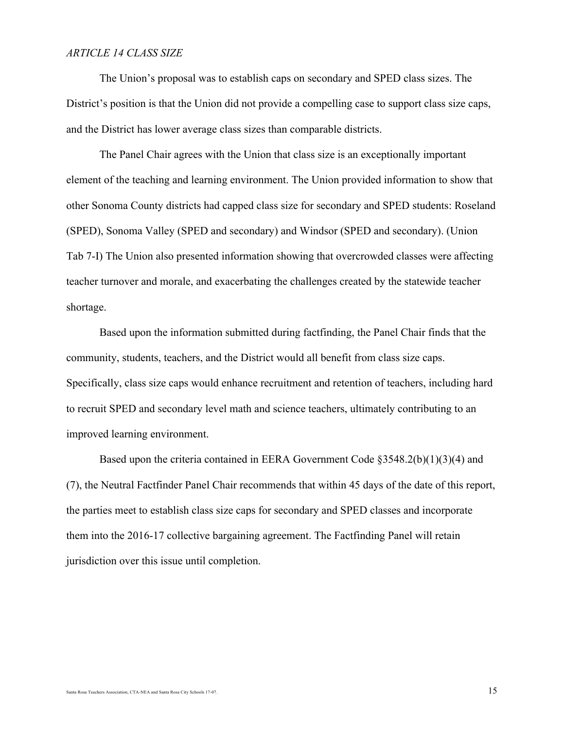*ARTICLE 14 CLASS SIZE*

The Union's proposal was to establish caps on secondary and SPED class sizes. The District's position is that the Union did not provide a compelling case to support class size caps, and the District has lower average class sizes than comparable districts.

The Panel Chair agrees with the Union that class size is an exceptionally important element of the teaching and learning environment. The Union provided information to show that other Sonoma County districts had capped class size for secondary and SPED students: Roseland (SPED), Sonoma Valley (SPED and secondary) and Windsor (SPED and secondary). (Union Tab 7-I) The Union also presented information showing that overcrowded classes were affecting teacher turnover and morale, and exacerbating the challenges created by the statewide teacher shortage.

Based upon the information submitted during factfinding, the Panel Chair finds that the community, students, teachers, and the District would all benefit from class size caps. Specifically, class size caps would enhance recruitment and retention of teachers, including hard to recruit SPED and secondary level math and science teachers, ultimately contributing to an improved learning environment.

Based upon the criteria contained in EERA Government Code §3548.2(b)(1)(3)(4) and (7), the Neutral Factfinder Panel Chair recommends that within 45 days of the date of this report, the parties meet to establish class size caps for secondary and SPED classes and incorporate them into the 2016-17 collective bargaining agreement. The Factfinding Panel will retain jurisdiction over this issue until completion.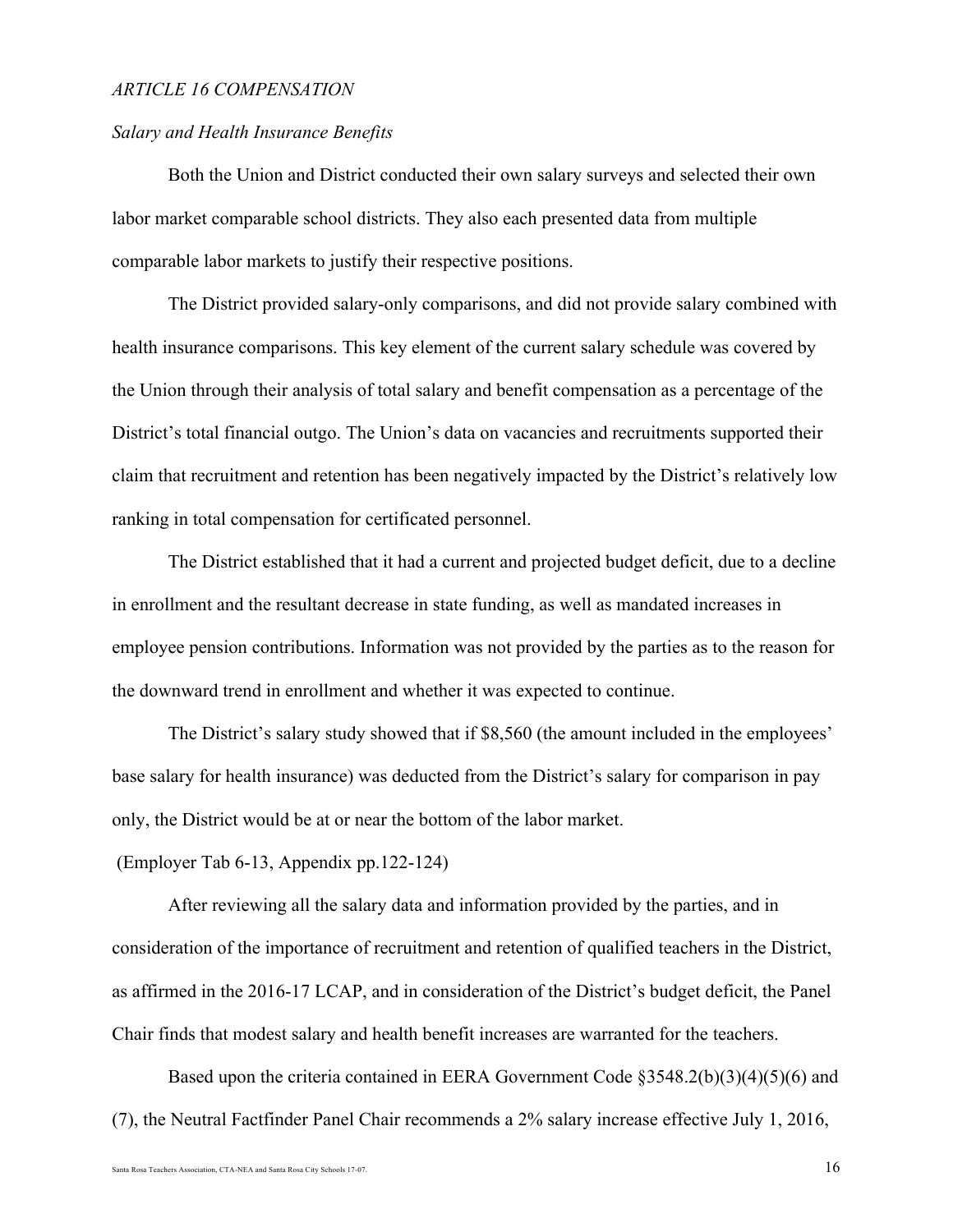*ARTICLE 16 COMPENSATION*

*Salary and Health Insurance Benefits*

Both the Union and District conducted their own salary surveys and selected their own labor market comparable school districts. They also each presented data from multiple comparable labor markets to justify their respective positions.

The District provided salary-only comparisons, and did not provide salary combined with health insurance comparisons. This key element of the current salary schedule was covered by the Union through their analysis of total salary and benefit compensation as a percentage of the District's total financial outgo. The Union's data on vacancies and recruitments supported their claim that recruitment and retention has been negatively impacted by the District's relatively low ranking in total compensation for certificated personnel.

The District established that it had a current and projected budget deficit, due to a decline in enrollment and the resultant decrease in state funding, as well as mandated increases in employee pension contributions. Information was not provided by the parties as to the reason for the downward trend in enrollment and whether it was expected to continue.

The District's salary study showed that if $8,560 (the amount included in the employees' base salary for health insurance) was deducted from the District's salary for comparison in pay only, the District would be at or near the bottom of the labor market.

(Employer Tab 6-13, Appendix pp.122-124)

After reviewing all the salary data and information provided by the parties, and in consideration of the importance of recruitment and retention of qualified teachers in the District, as affirmed in the 2016-17 LCAP, and in consideration of the District's budget deficit, the Panel Chair finds that modest salary and health benefit increases are warranted for the teachers.

Based upon the criteria contained in EERA Government Code §3548.2(b)(3)(4)(5)(6) and (7), the Neutral Factfinder Panel Chair recommends a 2% salary increase effective July 1, 2016,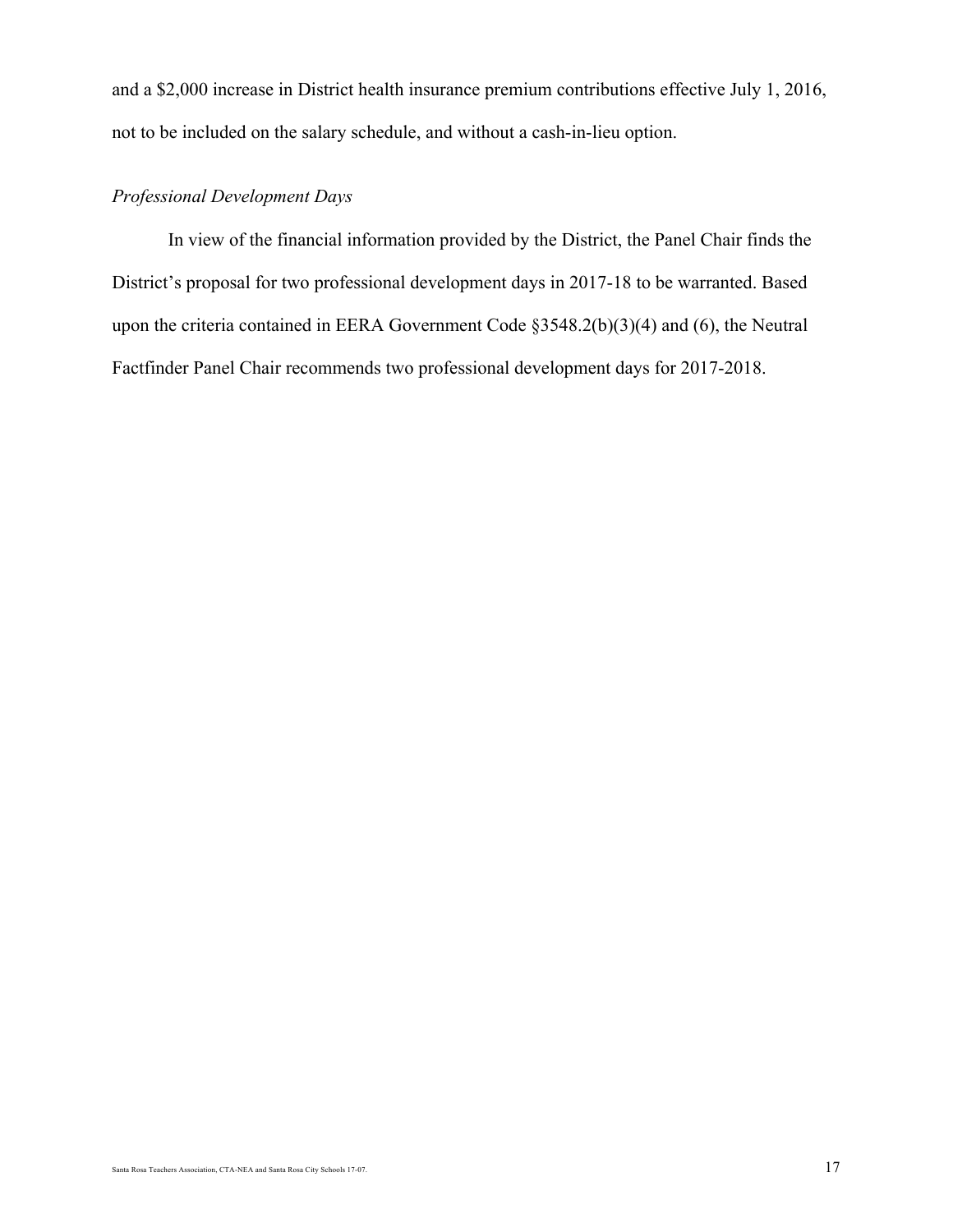and a $2,000 increase in District health insurance premium contributions effective July 1, 2016, not to be included on the salary schedule, and without a cash-in-lieu option.

*Professional Development Days*

In view of the financial information provided by the District, the Panel Chair finds the District's proposal for two professional development days in 2017-18 to be warranted. Based upon the criteria contained in EERA Government Code §3548.2(b)(3)(4) and (6), the Neutral Factfinder Panel Chair recommends two professional development days for 2017-2018.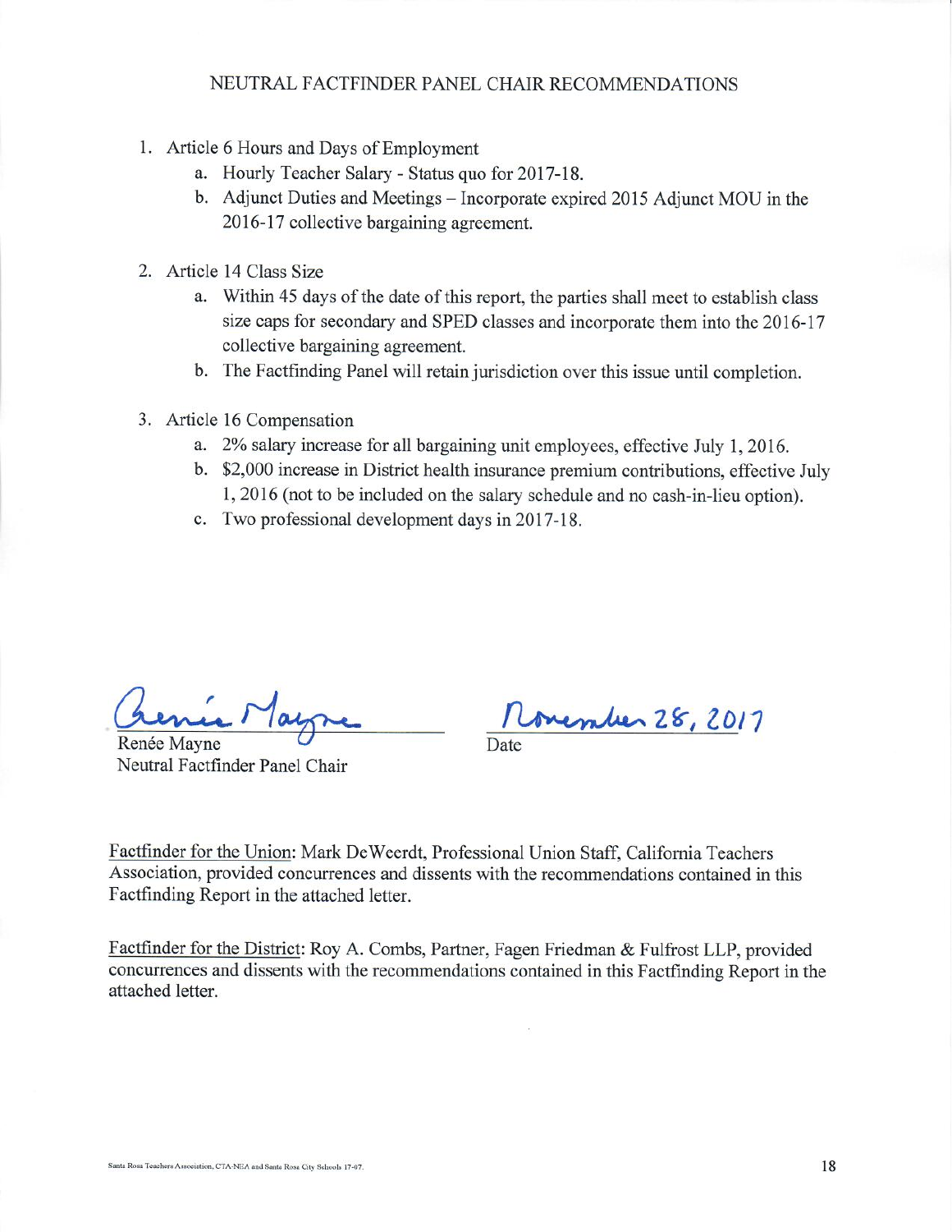## NEUTRAL FACTFINDER PANEL CHAIR RECOMMENDATIONS

1. Article 6 Hours and Days of Employment
   a. Hourly Teacher Salary - Status quo for 2017-18.
   b. Adjunct Duties and Meetings – Incorporate expired 2015 Adjunct MOU in the 2016-17 collective bargaining agreement.

2. Article 14 Class Size
   a. Within 45 days of the date of this report, the parties shall meet to establish class size caps for secondary and SPED classes and incorporate them into the 2016-17 collective bargaining agreement.
   b. The Factfinding Panel will retain jurisdiction over this issue until completion.

3. Article 16 Compensation
   a. 2% salary increase for all bargaining unit employees, effective July 1, 2016.
   b. $2,000 increase in District health insurance premium contributions, effective July 1, 2016 (not to be included on the salary schedule and no cash-in-lieu option).
   c. Two professional development days in 2017-18.

Renée Mayne
Neutral Factfinder Panel Chair

November 28, 2017
Date

Factfinder for the Union: Mark DeWeerdt, Professional Union Staff, California Teachers Association, provided concurrences and dissents with the recommendations contained in this Factfinding Report in the attached letter.

Factfinder for the District: Roy A. Combs, Partner, Fagen Friedman & Fulfrost LLP, provided concurrences and dissents with the recommendations contained in this Factfinding Report in the attached letter.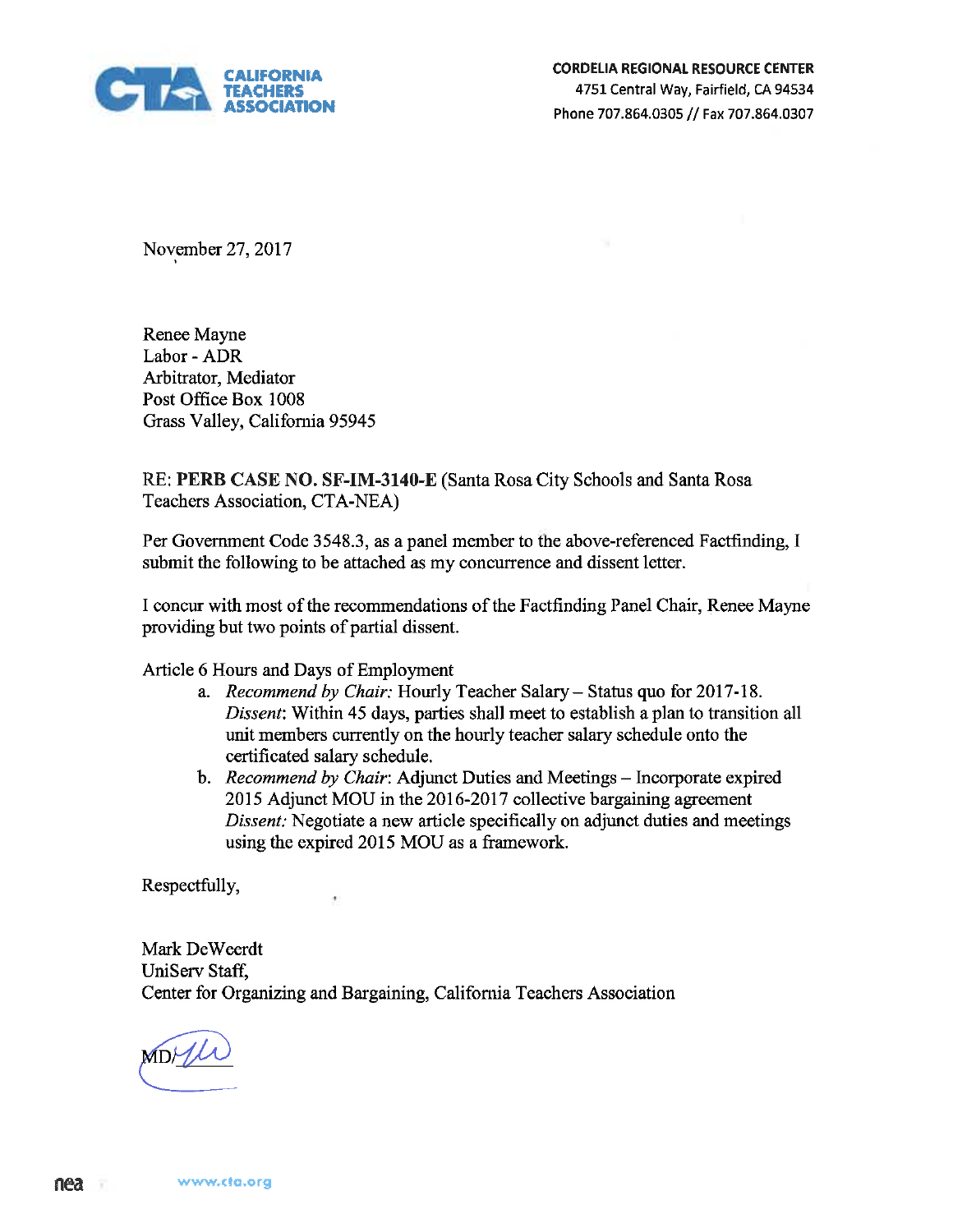**CALIFORNIA TEACHERS ASSOCIATION**

**CORDELIA REGIONAL RESOURCE CENTER**
4751 Central Way, Fairfield, CA 94534
Phone 707.864.0305 // Fax 707.864.0307

November 27, 2017

Renee Mayne
Labor - ADR
Arbitrator, Mediator
Post Office Box 1008
Grass Valley, California 95945

RE: **PERB CASE NO. SF-IM-3140-E** (Santa Rosa City Schools and Santa Rosa Teachers Association, CTA-NEA)

Per Government Code 3548.3, as a panel member to the above-referenced Factfinding, I submit the following to be attached as my concurrence and dissent letter.

I concur with most of the recommendations of the Factfinding Panel Chair, Renee Mayne providing but two points of partial dissent.

Article 6 Hours and Days of Employment

a. *Recommend by Chair:* Hourly Teacher Salary – Status quo for 2017-18.
   *Dissent*: Within 45 days, parties shall meet to establish a plan to transition all unit members currently on the hourly teacher salary schedule onto the certificated salary schedule.
b. *Recommend by Chair*: Adjunct Duties and Meetings – Incorporate expired 2015 Adjunct MOU in the 2016-2017 collective bargaining agreement
   *Dissent:* Negotiate a new article specifically on adjunct duties and meetings using the expired 2015 MOU as a framework.

Respectfully,

Mark DeWeerdt
UniServ Staff,
Center for Organizing and Bargaining, California Teachers Association

MD/

nea www.cta.org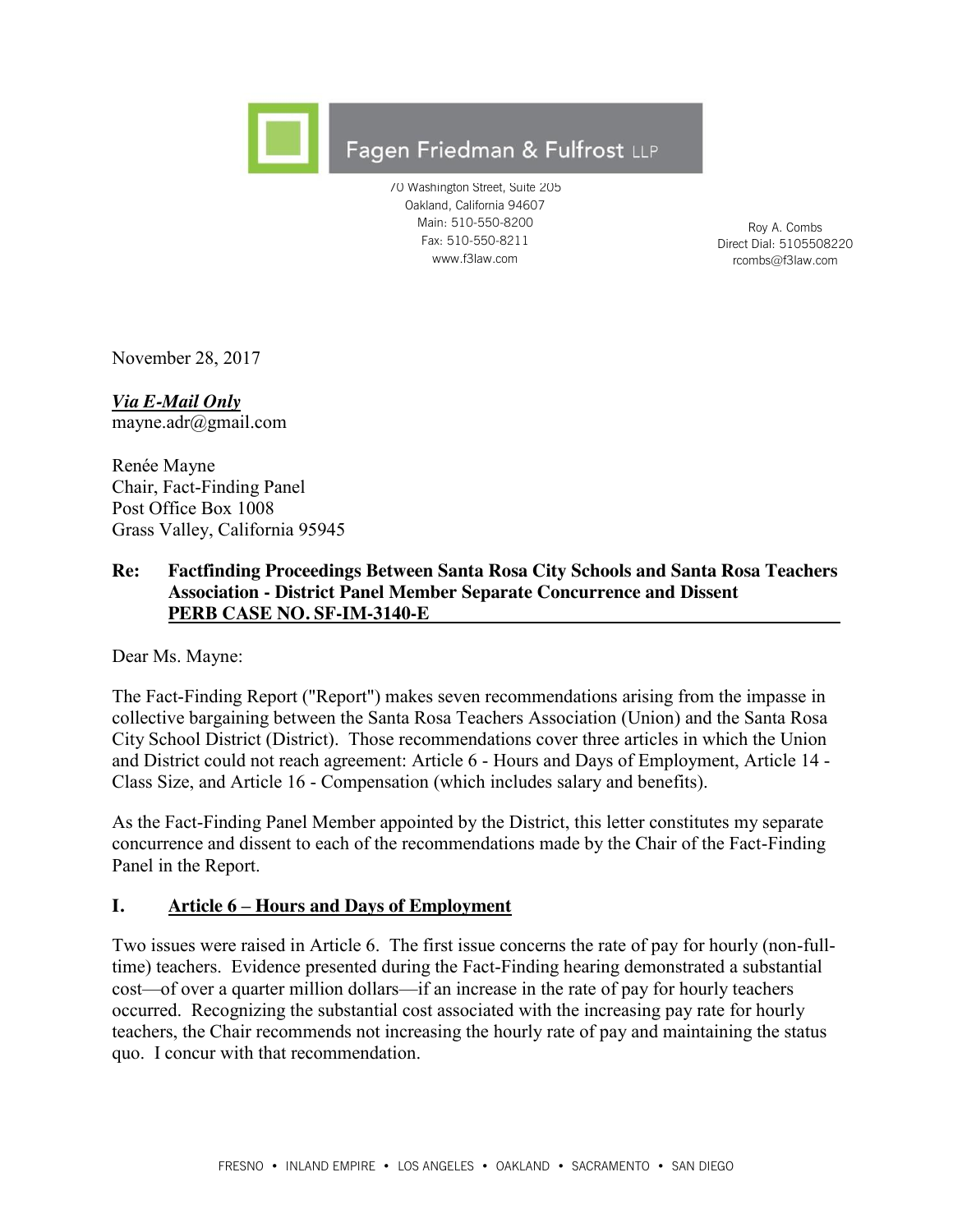Fagen Friedman & Fulfrost LLP

70 Washington Street, Suite 205
Oakland, California 94607
Main: 510-550-8200
Fax: 510-550-8211
www.f3law.com

Roy A. Combs
Direct Dial: 5105508220
rcombs@f3law.com

November 28, 2017

***Via E-Mail Only***
mayne.adr@gmail.com

Renée Mayne
Chair, Fact-Finding Panel
Post Office Box 1008
Grass Valley, California 95945

**Re: Factfinding Proceedings Between Santa Rosa City Schools and Santa Rosa Teachers Association - District Panel Member Separate Concurrence and Dissent**
**PERB CASE NO. SF-IM-3140-E**

Dear Ms. Mayne:

The Fact-Finding Report ("Report") makes seven recommendations arising from the impasse in collective bargaining between the Santa Rosa Teachers Association (Union) and the Santa Rosa City School District (District). Those recommendations cover three articles in which the Union and District could not reach agreement: Article 6 - Hours and Days of Employment, Article 14 - Class Size, and Article 16 - Compensation (which includes salary and benefits).

As the Fact-Finding Panel Member appointed by the District, this letter constitutes my separate concurrence and dissent to each of the recommendations made by the Chair of the Fact-Finding Panel in the Report.

## I. Article 6 – Hours and Days of Employment

Two issues were raised in Article 6. The first issue concerns the rate of pay for hourly (non-full-time) teachers. Evidence presented during the Fact-Finding hearing demonstrated a substantial cost—of over a quarter million dollars—if an increase in the rate of pay for hourly teachers occurred. Recognizing the substantial cost associated with the increasing pay rate for hourly teachers, the Chair recommends not increasing the hourly rate of pay and maintaining the status quo. I concur with that recommendation.

FRESNO • INLAND EMPIRE • LOS ANGELES • OAKLAND • SACRAMENTO • SAN DIEGO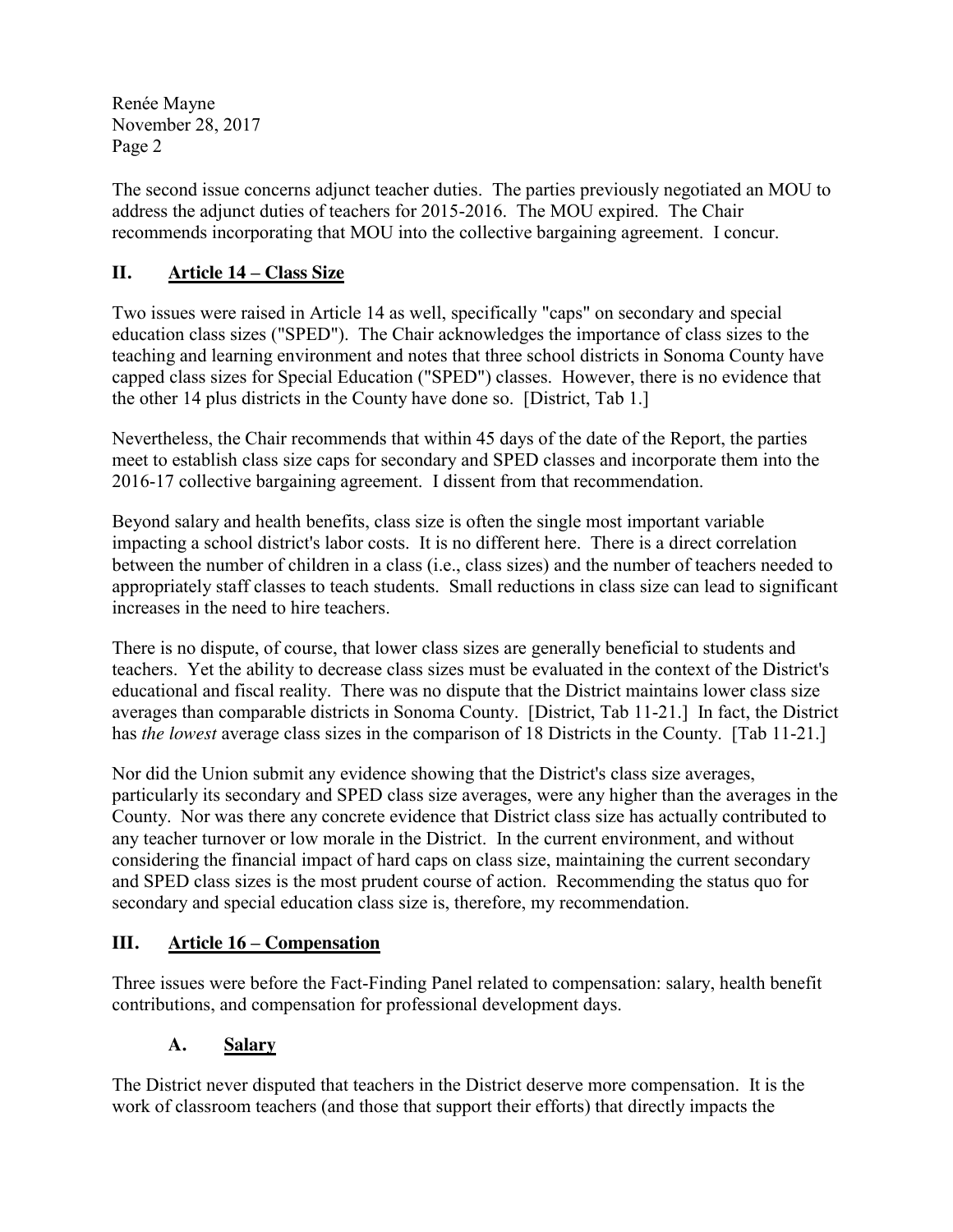The second issue concerns adjunct teacher duties. The parties previously negotiated an MOU to address the adjunct duties of teachers for 2015-2016. The MOU expired. The Chair recommends incorporating that MOU into the collective bargaining agreement. I concur.

## II. Article 14 – Class Size

Two issues were raised in Article 14 as well, specifically "caps" on secondary and special education class sizes ("SPED"). The Chair acknowledges the importance of class sizes to the teaching and learning environment and notes that three school districts in Sonoma County have capped class sizes for Special Education ("SPED") classes. However, there is no evidence that the other 14 plus districts in the County have done so. [District, Tab 1.]

Nevertheless, the Chair recommends that within 45 days of the date of the Report, the parties meet to establish class size caps for secondary and SPED classes and incorporate them into the 2016-17 collective bargaining agreement. I dissent from that recommendation.

Beyond salary and health benefits, class size is often the single most important variable impacting a school district's labor costs. It is no different here. There is a direct correlation between the number of children in a class (i.e., class sizes) and the number of teachers needed to appropriately staff classes to teach students. Small reductions in class size can lead to significant increases in the need to hire teachers.

There is no dispute, of course, that lower class sizes are generally beneficial to students and teachers. Yet the ability to decrease class sizes must be evaluated in the context of the District's educational and fiscal reality. There was no dispute that the District maintains lower class size averages than comparable districts in Sonoma County. [District, Tab 11-21.] In fact, the District has *the lowest* average class sizes in the comparison of 18 Districts in the County. [Tab 11-21.]

Nor did the Union submit any evidence showing that the District's class size averages, particularly its secondary and SPED class size averages, were any higher than the averages in the County. Nor was there any concrete evidence that District class size has actually contributed to any teacher turnover or low morale in the District. In the current environment, and without considering the financial impact of hard caps on class size, maintaining the current secondary and SPED class sizes is the most prudent course of action. Recommending the status quo for secondary and special education class size is, therefore, my recommendation.

## III. Article 16 – Compensation

Three issues were before the Fact-Finding Panel related to compensation: salary, health benefit contributions, and compensation for professional development days.

### A. Salary

The District never disputed that teachers in the District deserve more compensation. It is the work of classroom teachers (and those that support their efforts) that directly impacts the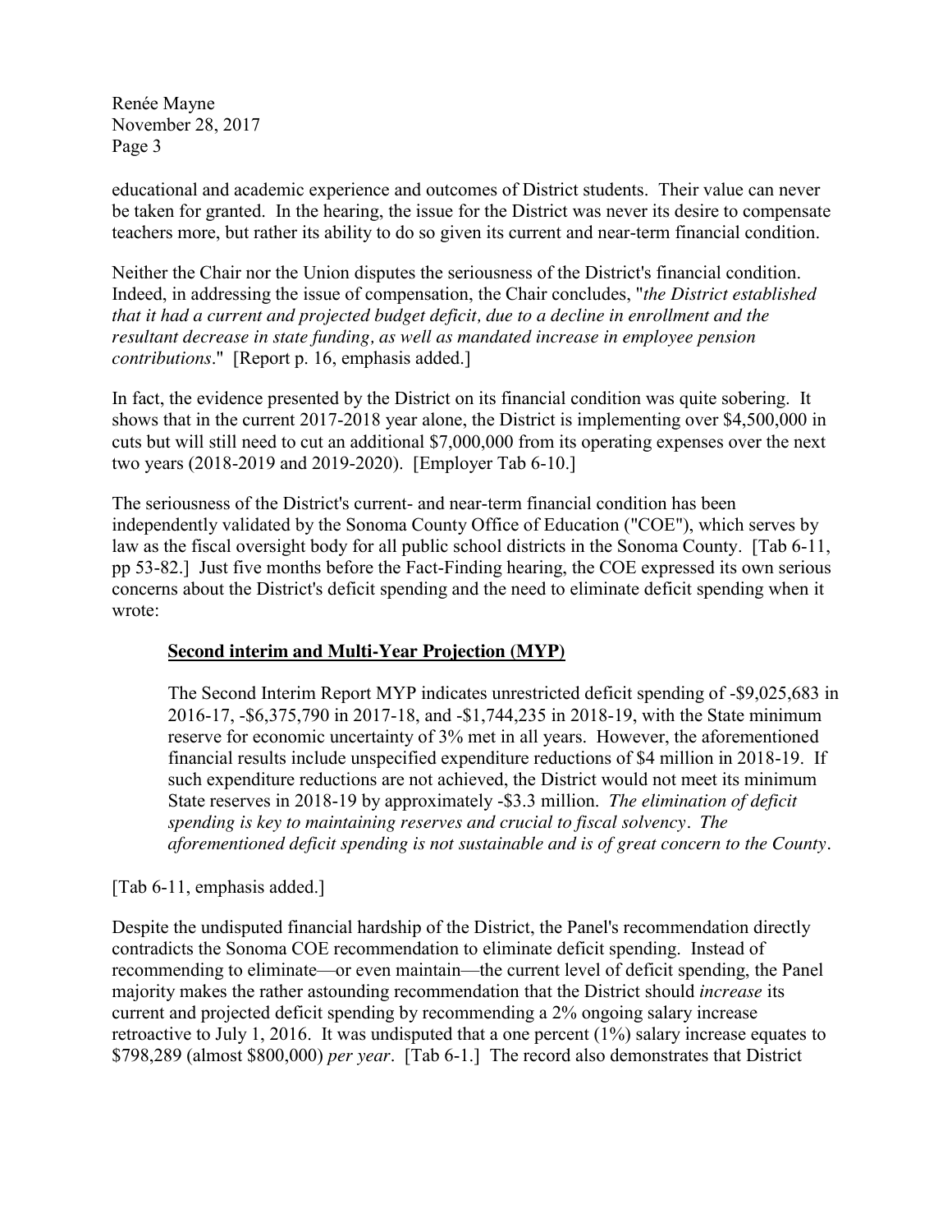educational and academic experience and outcomes of District students. Their value can never be taken for granted. In the hearing, the issue for the District was never its desire to compensate teachers more, but rather its ability to do so given its current and near-term financial condition.

Neither the Chair nor the Union disputes the seriousness of the District's financial condition. Indeed, in addressing the issue of compensation, the Chair concludes, "*the District established that it had a current and projected budget deficit, due to a decline in enrollment and the resultant decrease in state funding, as well as mandated increase in employee pension contributions*." [Report p. 16, emphasis added.]

In fact, the evidence presented by the District on its financial condition was quite sobering. It shows that in the current 2017-2018 year alone, the District is implementing over $4,500,000 in cuts but will still need to cut an additional $7,000,000 from its operating expenses over the next two years (2018-2019 and 2019-2020). [Employer Tab 6-10.]

The seriousness of the District's current- and near-term financial condition has been independently validated by the Sonoma County Office of Education ("COE"), which serves by law as the fiscal oversight body for all public school districts in the Sonoma County. [Tab 6-11, pp 53-82.] Just five months before the Fact-Finding hearing, the COE expressed its own serious concerns about the District's deficit spending and the need to eliminate deficit spending when it wrote:

> **<u>Second interim and Multi-Year Projection (MYP)</u>**
>
> The Second Interim Report MYP indicates unrestricted deficit spending of -$9,025,683 in 2016-17, -$6,375,790 in 2017-18, and -$1,744,235 in 2018-19, with the State minimum reserve for economic uncertainty of 3% met in all years. However, the aforementioned financial results include unspecified expenditure reductions of $4 million in 2018-19. If such expenditure reductions are not achieved, the District would not meet its minimum State reserves in 2018-19 by approximately -$3.3 million. *The elimination of deficit spending is key to maintaining reserves and crucial to fiscal solvency. The aforementioned deficit spending is not sustainable and is of great concern to the County.*

[Tab 6-11, emphasis added.]

Despite the undisputed financial hardship of the District, the Panel's recommendation directly contradicts the Sonoma COE recommendation to eliminate deficit spending. Instead of recommending to eliminate—or even maintain—the current level of deficit spending, the Panel majority makes the rather astounding recommendation that the District should *increase* its current and projected deficit spending by recommending a 2% ongoing salary increase retroactive to July 1, 2016. It was undisputed that a one percent (1%) salary increase equates to $798,289 (almost $800,000) *per year*. [Tab 6-1.] The record also demonstrates that District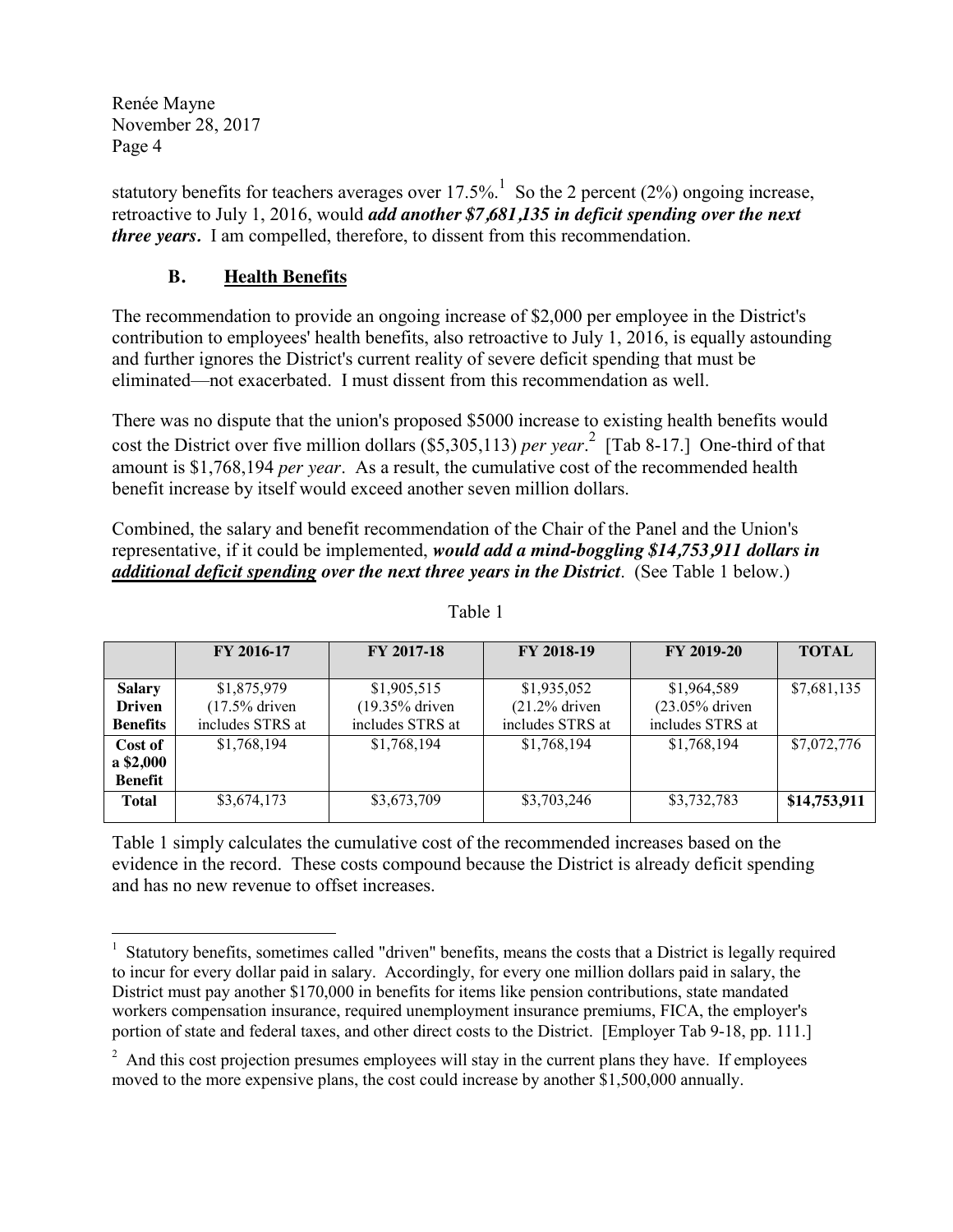statutory benefits for teachers averages over 17.5%.[1] So the 2 percent (2%) ongoing increase, retroactive to July 1, 2016, would ***add another $7,681,135 in deficit spending over the next three years***. I am compelled, therefore, to dissent from this recommendation.

## B. Health Benefits

The recommendation to provide an ongoing increase of $2,000 per employee in the District's contribution to employees' health benefits, also retroactive to July 1, 2016, is equally astounding and further ignores the District's current reality of severe deficit spending that must be eliminated—not exacerbated. I must dissent from this recommendation as well.

There was no dispute that the union's proposed $5000 increase to existing health benefits would cost the District over five million dollars ($5,305,113) *per year*.[2] [Tab 8-17.] One-third of that amount is $1,768,194 *per year*. As a result, the cumulative cost of the recommended health benefit increase by itself would exceed another seven million dollars.

Combined, the salary and benefit recommendation of the Chair of the Panel and the Union's representative, if it could be implemented, ***would add a mind-boggling $14,753,911 dollars in additional deficit spending over the next three years in the District***. (See Table 1 below.)

Table 1

| | FY 2016-17 | FY 2017-18 | FY 2018-19 | FY 2019-20 | TOTAL |
|---|---|---|---|---|---|
| **Salary Driven Benefits** | $1,875,979 (17.5% driven includes STRS at | $1,905,515 (19.35% driven includes STRS at | $1,935,052 (21.2% driven includes STRS at | $1,964,589 (23.05% driven includes STRS at | $7,681,135 |
| **Cost of a $2,000 Benefit** | $1,768,194 | $1,768,194 | $1,768,194 | $1,768,194 | $7,072,776 |
| **Total** | $3,674,173 | $3,673,709 | $3,703,246 | $3,732,783 | **$14,753,911** |

Table 1 simply calculates the cumulative cost of the recommended increases based on the evidence in the record. These costs compound because the District is already deficit spending and has no new revenue to offset increases.

---

[1] Statutory benefits, sometimes called "driven" benefits, means the costs that a District is legally required to incur for every dollar paid in salary. Accordingly, for every one million dollars paid in salary, the District must pay another $170,000 in benefits for items like pension contributions, state mandated workers compensation insurance, required unemployment insurance premiums, FICA, the employer's portion of state and federal taxes, and other direct costs to the District. [Employer Tab 9-18, pp. 111.]

[2] And this cost projection presumes employees will stay in the current plans they have. If employees moved to the more expensive plans, the cost could increase by another $1,500,000 annually.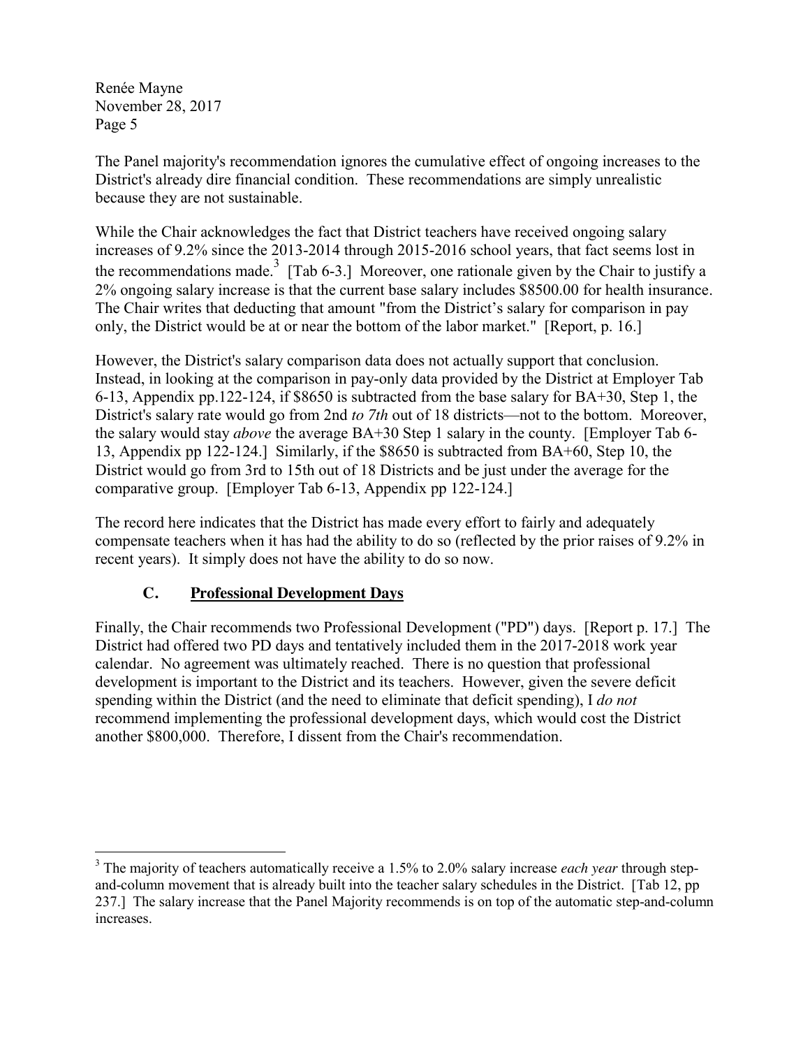The Panel majority's recommendation ignores the cumulative effect of ongoing increases to the District's already dire financial condition. These recommendations are simply unrealistic because they are not sustainable.

While the Chair acknowledges the fact that District teachers have received ongoing salary increases of 9.2% since the 2013-2014 through 2015-2016 school years, that fact seems lost in the recommendations made.[3] [Tab 6-3.] Moreover, one rationale given by the Chair to justify a 2% ongoing salary increase is that the current base salary includes $8500.00 for health insurance. The Chair writes that deducting that amount "from the District's salary for comparison in pay only, the District would be at or near the bottom of the labor market." [Report, p. 16.]

However, the District's salary comparison data does not actually support that conclusion. Instead, in looking at the comparison in pay-only data provided by the District at Employer Tab 6-13, Appendix pp.122-124, if $8650 is subtracted from the base salary for BA+30, Step 1, the District's salary rate would go from 2nd *to 7th* out of 18 districts—not to the bottom. Moreover, the salary would stay *above* the average BA+30 Step 1 salary in the county. [Employer Tab 6-13, Appendix pp 122-124.] Similarly, if the $8650 is subtracted from BA+60, Step 10, the District would go from 3rd to 15th out of 18 Districts and be just under the average for the comparative group. [Employer Tab 6-13, Appendix pp 122-124.]

The record here indicates that the District has made every effort to fairly and adequately compensate teachers when it has had the ability to do so (reflected by the prior raises of 9.2% in recent years). It simply does not have the ability to do so now.

### C. <u>Professional Development Days</u>

Finally, the Chair recommends two Professional Development ("PD") days. [Report p. 17.] The District had offered two PD days and tentatively included them in the 2017-2018 work year calendar. No agreement was ultimately reached. There is no question that professional development is important to the District and its teachers. However, given the severe deficit spending within the District (and the need to eliminate that deficit spending), I *do not* recommend implementing the professional development days, which would cost the District another $800,000. Therefore, I dissent from the Chair's recommendation.

---

[3] The majority of teachers automatically receive a 1.5% to 2.0% salary increase *each year* through step-and-column movement that is already built into the teacher salary schedules in the District. [Tab 12, pp 237.] The salary increase that the Panel Majority recommends is on top of the automatic step-and-column increases.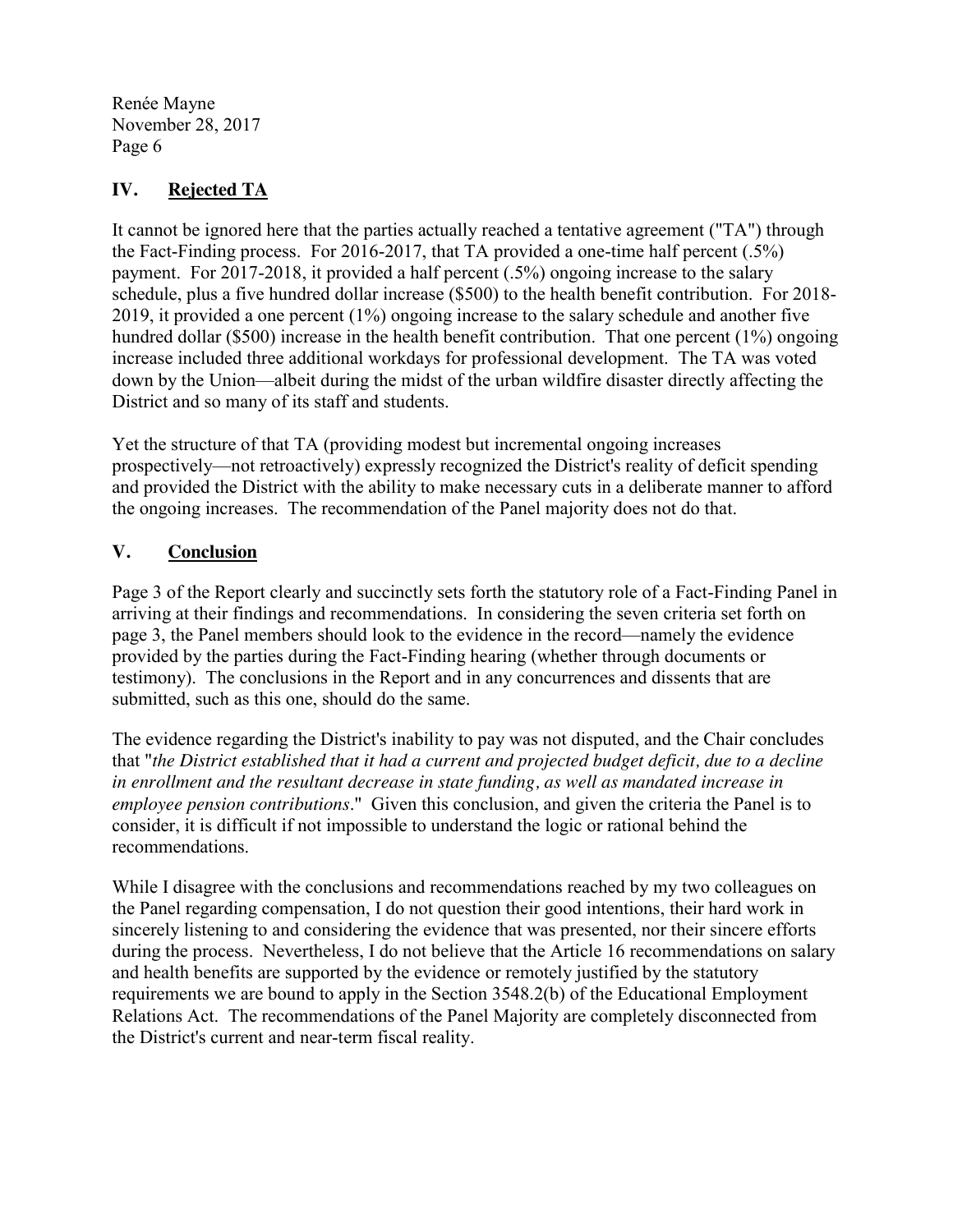## IV. Rejected TA

It cannot be ignored here that the parties actually reached a tentative agreement ("TA") through the Fact-Finding process. For 2016-2017, that TA provided a one-time half percent (.5%) payment. For 2017-2018, it provided a half percent (.5%) ongoing increase to the salary schedule, plus a five hundred dollar increase ($500) to the health benefit contribution. For 2018-2019, it provided a one percent (1%) ongoing increase to the salary schedule and another five hundred dollar ($500) increase in the health benefit contribution. That one percent (1%) ongoing increase included three additional workdays for professional development. The TA was voted down by the Union—albeit during the midst of the urban wildfire disaster directly affecting the District and so many of its staff and students.

Yet the structure of that TA (providing modest but incremental ongoing increases prospectively—not retroactively) expressly recognized the District's reality of deficit spending and provided the District with the ability to make necessary cuts in a deliberate manner to afford the ongoing increases. The recommendation of the Panel majority does not do that.

## V. Conclusion

Page 3 of the Report clearly and succinctly sets forth the statutory role of a Fact-Finding Panel in arriving at their findings and recommendations. In considering the seven criteria set forth on page 3, the Panel members should look to the evidence in the record—namely the evidence provided by the parties during the Fact-Finding hearing (whether through documents or testimony). The conclusions in the Report and in any concurrences and dissents that are submitted, such as this one, should do the same.

The evidence regarding the District's inability to pay was not disputed, and the Chair concludes that "*the District established that it had a current and projected budget deficit, due to a decline in enrollment and the resultant decrease in state funding, as well as mandated increase in employee pension contributions*." Given this conclusion, and given the criteria the Panel is to consider, it is difficult if not impossible to understand the logic or rational behind the recommendations.

While I disagree with the conclusions and recommendations reached by my two colleagues on the Panel regarding compensation, I do not question their good intentions, their hard work in sincerely listening to and considering the evidence that was presented, nor their sincere efforts during the process. Nevertheless, I do not believe that the Article 16 recommendations on salary and health benefits are supported by the evidence or remotely justified by the statutory requirements we are bound to apply in the Section 3548.2(b) of the Educational Employment Relations Act. The recommendations of the Panel Majority are completely disconnected from the District's current and near-term fiscal reality.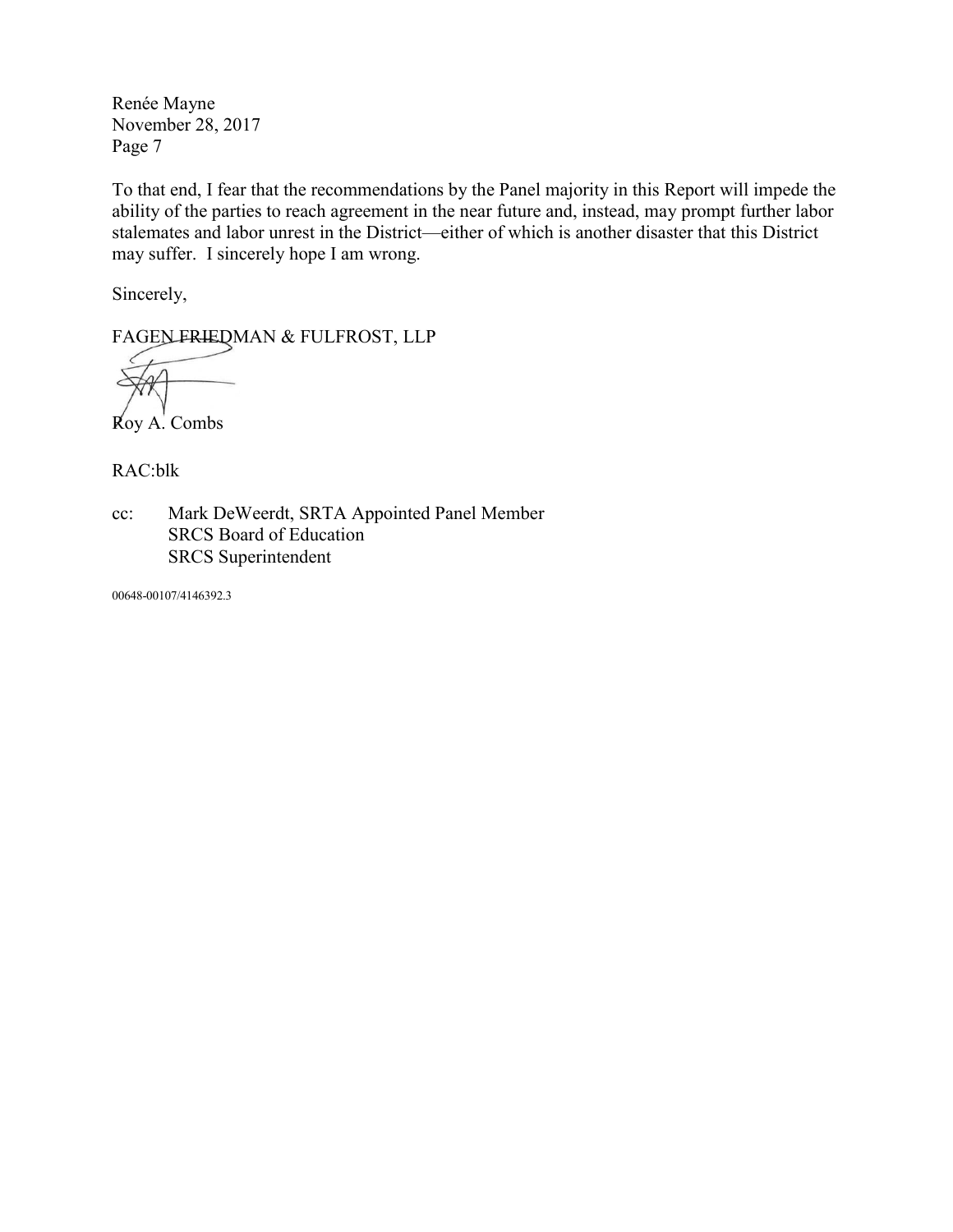Renée Mayne
November 28, 2017
Page 7

To that end, I fear that the recommendations by the Panel majority in this Report will impede the ability of the parties to reach agreement in the near future and, instead, may prompt further labor stalemates and labor unrest in the District—either of which is another disaster that this District may suffer. I sincerely hope I am wrong.

Sincerely,

FAGEN FRIEDMAN & FULFROST, LLP

Roy A. Combs

RAC:blk

cc: Mark DeWeerdt, SRTA Appointed Panel Member
SRCS Board of Education
SRCS Superintendent

00648-00107/4146392.3